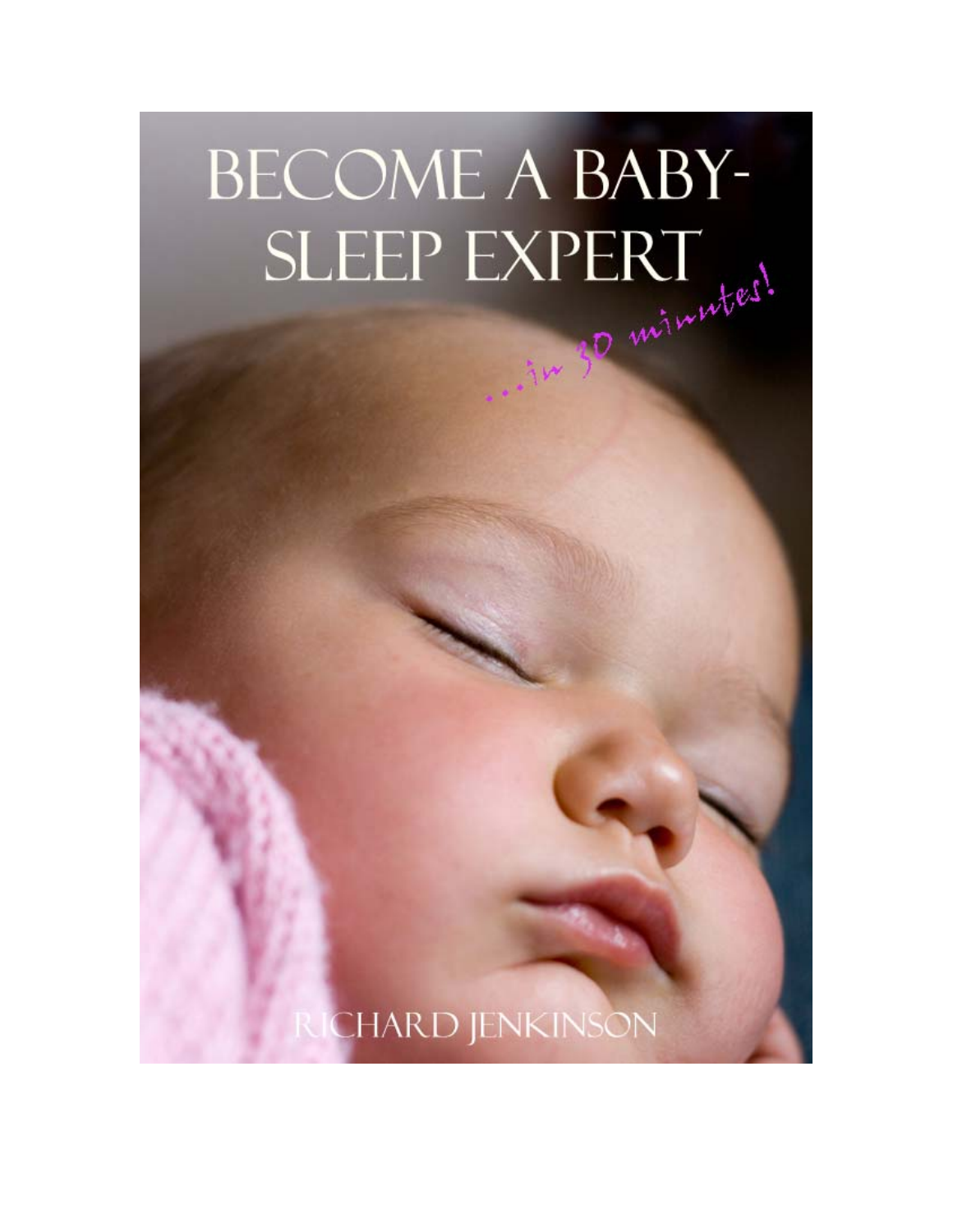# BECOME A BABY-SLEEP EXPERT

*...in 30 minutes!*

RICHARD JENKINSON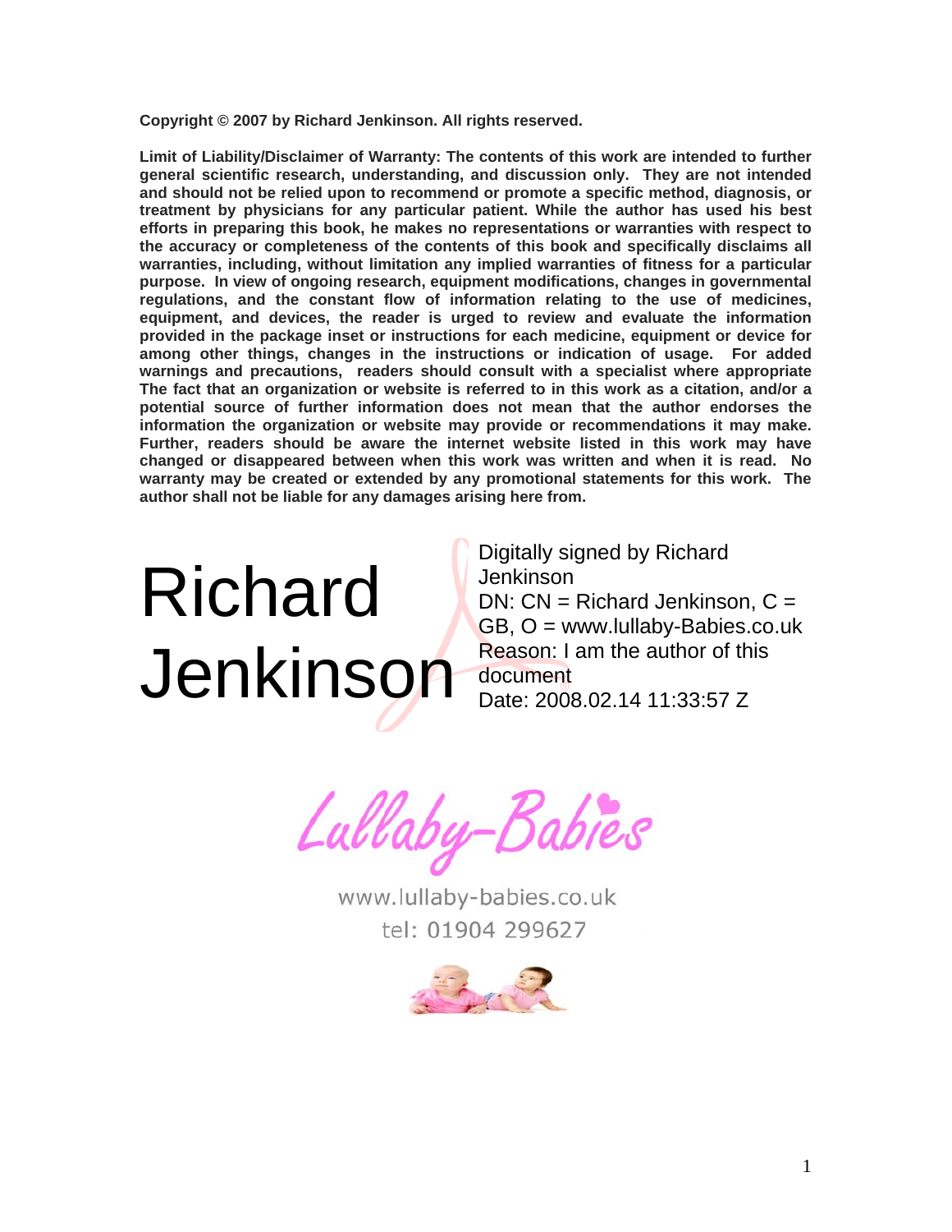**Copyright © 2007 by Richard Jenkinson. All rights reserved.**

**Limit of Liability/Disclaimer of Warranty: The contents of this work are intended to further general scientific research, understanding, and discussion only. They are not intended and should not be relied upon to recommend or promote a specific method, diagnosis, or treatment by physicians for any particular patient. While the author has used his best efforts in preparing this book, he makes no representations or warranties with respect to the accuracy or completeness of the contents of this book and specifically disclaims all warranties, including, without limitation any implied warranties of fitness for a particular purpose. In view of ongoing research, equipment modifications, changes in governmental regulations, and the constant flow of information relating to the use of medicines, equipment, and devices, the reader is urged to review and evaluate the information provided in the package inset or instructions for each medicine, equipment or device for among other things, changes in the instructions or indication of usage. For added warnings and precautions, readers should consult with a specialist where appropriate The fact that an organization or website is referred to in this work as a citation, and/or a potential source of further information does not mean that the author endorses the information the organization or website may provide or recommendations it may make. Further, readers should be aware the internet website listed in this work may have changed or disappeared between when this work was written and when it is read. No warranty may be created or extended by any promotional statements for this work. The author shall not be liable for any damages arising here from.**

Richard Jenkinson

Digitally signed by Richard Jenkinson
DN: CN = Richard Jenkinson, C = GB, O = www.lullaby-Babies.co.uk
Reason: I am the author of this document
Date: 2008.02.14 11:33:57 Z

Lullaby-Babies

www.lullaby-babies.co.uk
tel: 01904 299627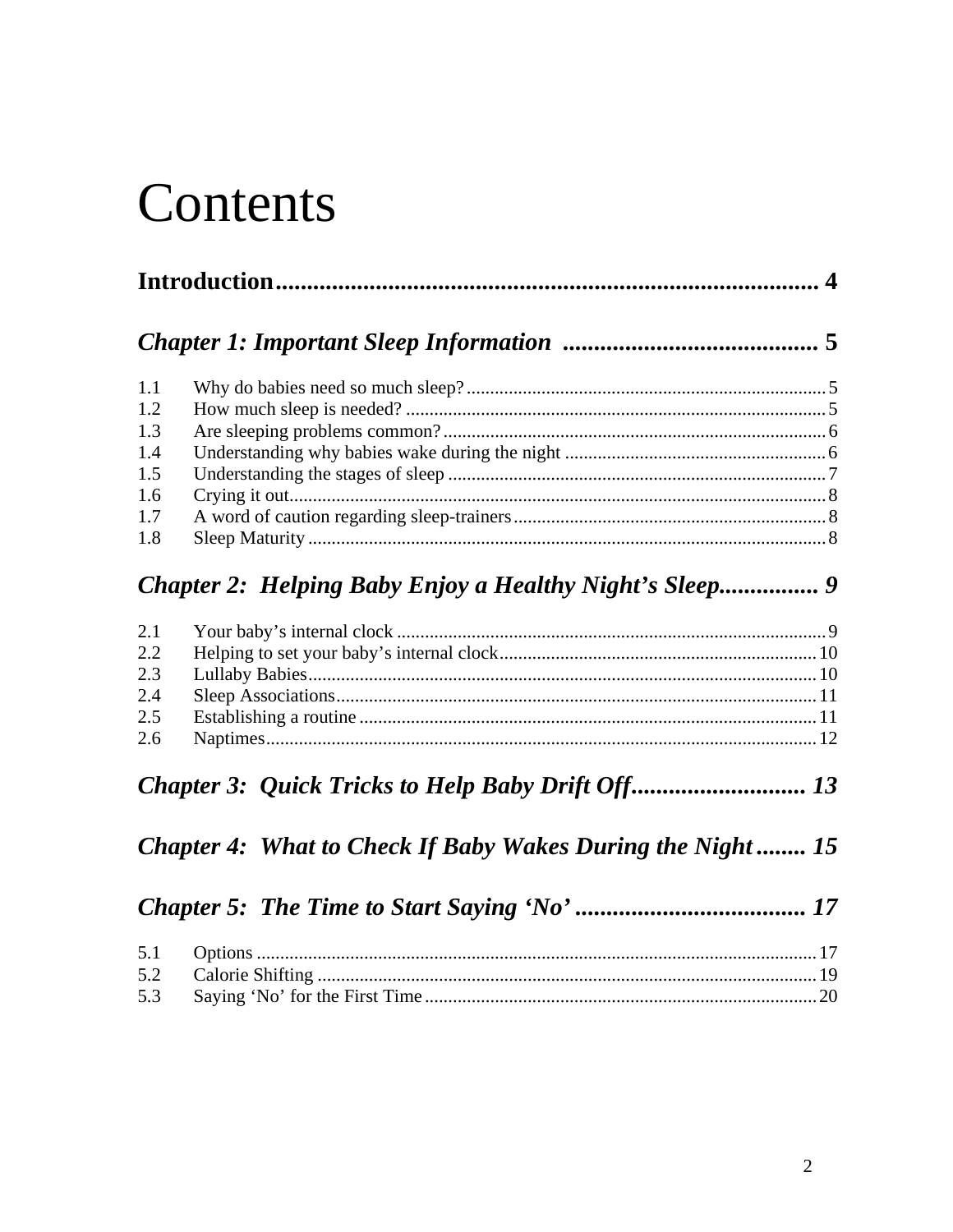# Contents

**Introduction** ........................................................................................ 4

***Chapter 1: Important Sleep Information*** ........................................ 5

1.1 Why do babies need so much sleep? ........................................ 5
1.2 How much sleep is needed? ........................................ 5
1.3 Are sleeping problems common? ........................................ 6
1.4 Understanding why babies wake during the night ........................................ 6
1.5 Understanding the stages of sleep ........................................ 7
1.6 Crying it out ........................................ 8
1.7 A word of caution regarding sleep-trainers ........................................ 8
1.8 Sleep Maturity ........................................ 8

***Chapter 2: Helping Baby Enjoy a Healthy Night's Sleep*** ............... 9

2.1 Your baby's internal clock ........................................ 9
2.2 Helping to set your baby's internal clock ........................................ 10
2.3 Lullaby Babies ........................................ 10
2.4 Sleep Associations ........................................ 11
2.5 Establishing a routine ........................................ 11
2.6 Naptimes ........................................ 12

***Chapter 3: Quick Tricks to Help Baby Drift Off*** ........................... 13

***Chapter 4: What to Check If Baby Wakes During the Night*** ........ 15

***Chapter 5: The Time to Start Saying 'No'*** ..................................... 17

5.1 Options ........................................ 17
5.2 Calorie Shifting ........................................ 19
5.3 Saying 'No' for the First Time ........................................ 20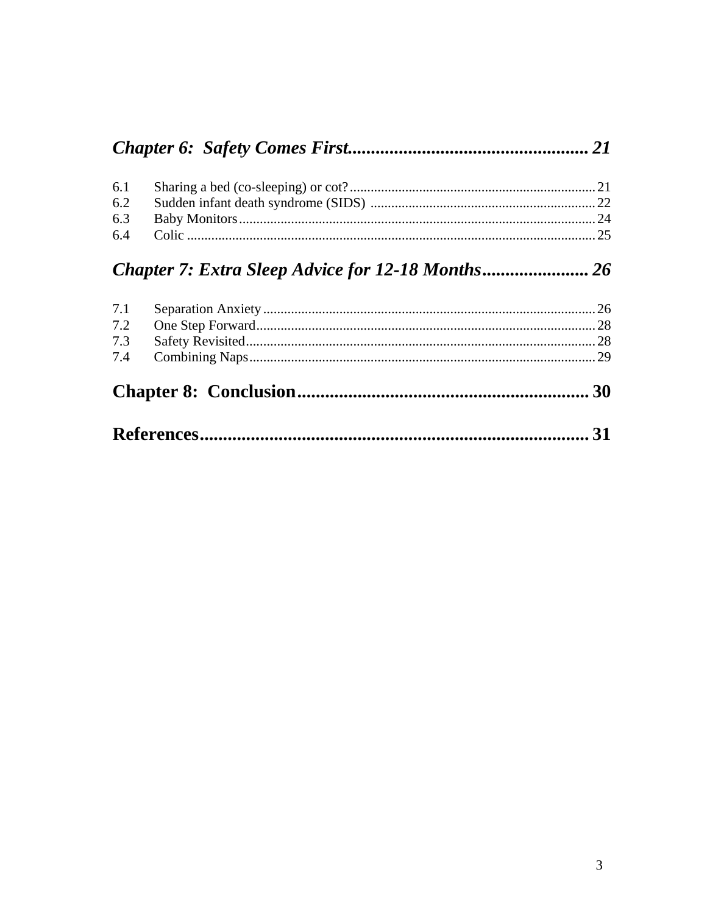***Chapter 6:  Safety Comes First*....................................................... 21**

6.1 Sharing a bed (co-sleeping) or cot?....................................................................... 21
6.2 Sudden infant death syndrome (SIDS) ................................................................. 22
6.3 Baby Monitors....................................................................................................... 24
6.4 Colic ...................................................................................................................... 25

***Chapter 7: Extra Sleep Advice for 12-18 Months*....................... 26**

7.1 Separation Anxiety ................................................................................................ 26
7.2 One Step Forward.................................................................................................. 28
7.3 Safety Revisited..................................................................................................... 28
7.4 Combining Naps.................................................................................................... 29

**Chapter 8:  Conclusion............................................................... 30**

**References.................................................................................... 31**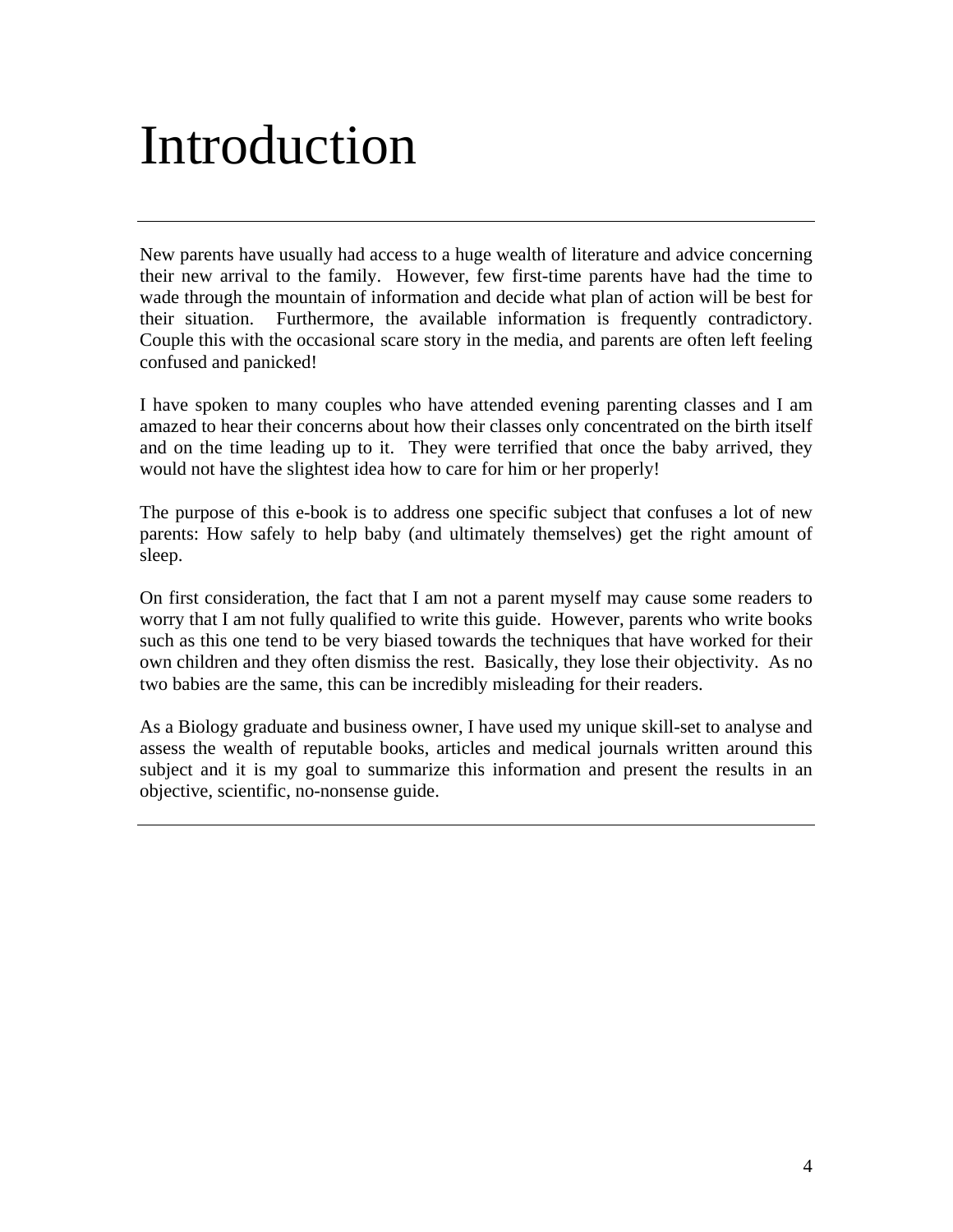# Introduction

---

New parents have usually had access to a huge wealth of literature and advice concerning their new arrival to the family. However, few first-time parents have had the time to wade through the mountain of information and decide what plan of action will be best for their situation. Furthermore, the available information is frequently contradictory. Couple this with the occasional scare story in the media, and parents are often left feeling confused and panicked!

I have spoken to many couples who have attended evening parenting classes and I am amazed to hear their concerns about how their classes only concentrated on the birth itself and on the time leading up to it. They were terrified that once the baby arrived, they would not have the slightest idea how to care for him or her properly!

The purpose of this e-book is to address one specific subject that confuses a lot of new parents: How safely to help baby (and ultimately themselves) get the right amount of sleep.

On first consideration, the fact that I am not a parent myself may cause some readers to worry that I am not fully qualified to write this guide. However, parents who write books such as this one tend to be very biased towards the techniques that have worked for their own children and they often dismiss the rest. Basically, they lose their objectivity. As no two babies are the same, this can be incredibly misleading for their readers.

As a Biology graduate and business owner, I have used my unique skill-set to analyse and assess the wealth of reputable books, articles and medical journals written around this subject and it is my goal to summarize this information and present the results in an objective, scientific, no-nonsense guide.

---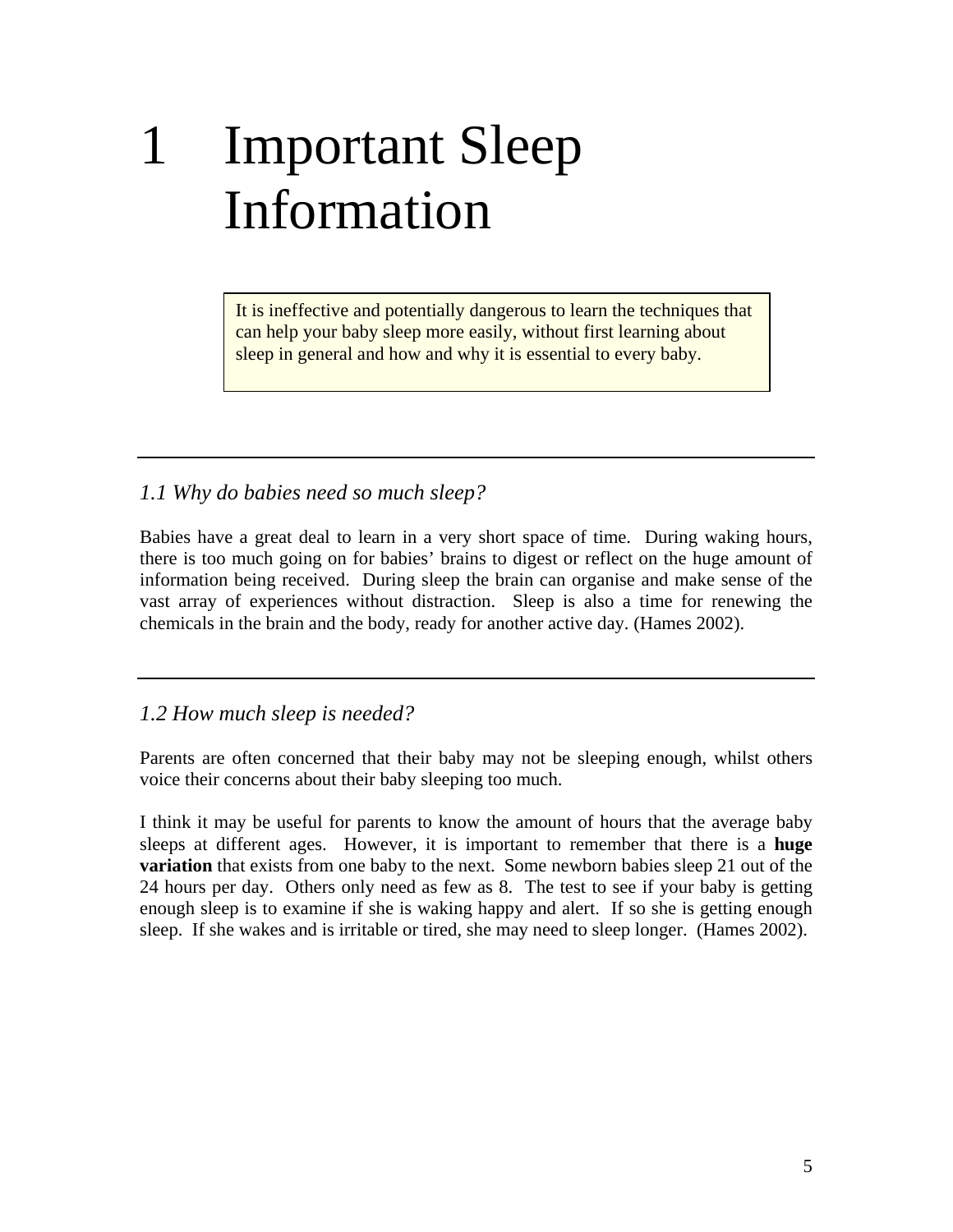# 1 Important Sleep Information

> It is ineffective and potentially dangerous to learn the techniques that can help your baby sleep more easily, without first learning about sleep in general and how and why it is essential to every baby.

---

### *1.1 Why do babies need so much sleep?*

Babies have a great deal to learn in a very short space of time. During waking hours, there is too much going on for babies' brains to digest or reflect on the huge amount of information being received. During sleep the brain can organise and make sense of the vast array of experiences without distraction. Sleep is also a time for renewing the chemicals in the brain and the body, ready for another active day. (Hames 2002).

---

### *1.2 How much sleep is needed?*

Parents are often concerned that their baby may not be sleeping enough, whilst others voice their concerns about their baby sleeping too much.

I think it may be useful for parents to know the amount of hours that the average baby sleeps at different ages. However, it is important to remember that there is a **huge variation** that exists from one baby to the next. Some newborn babies sleep 21 out of the 24 hours per day. Others only need as few as 8. The test to see if your baby is getting enough sleep is to examine if she is waking happy and alert. If so she is getting enough sleep. If she wakes and is irritable or tired, she may need to sleep longer. (Hames 2002).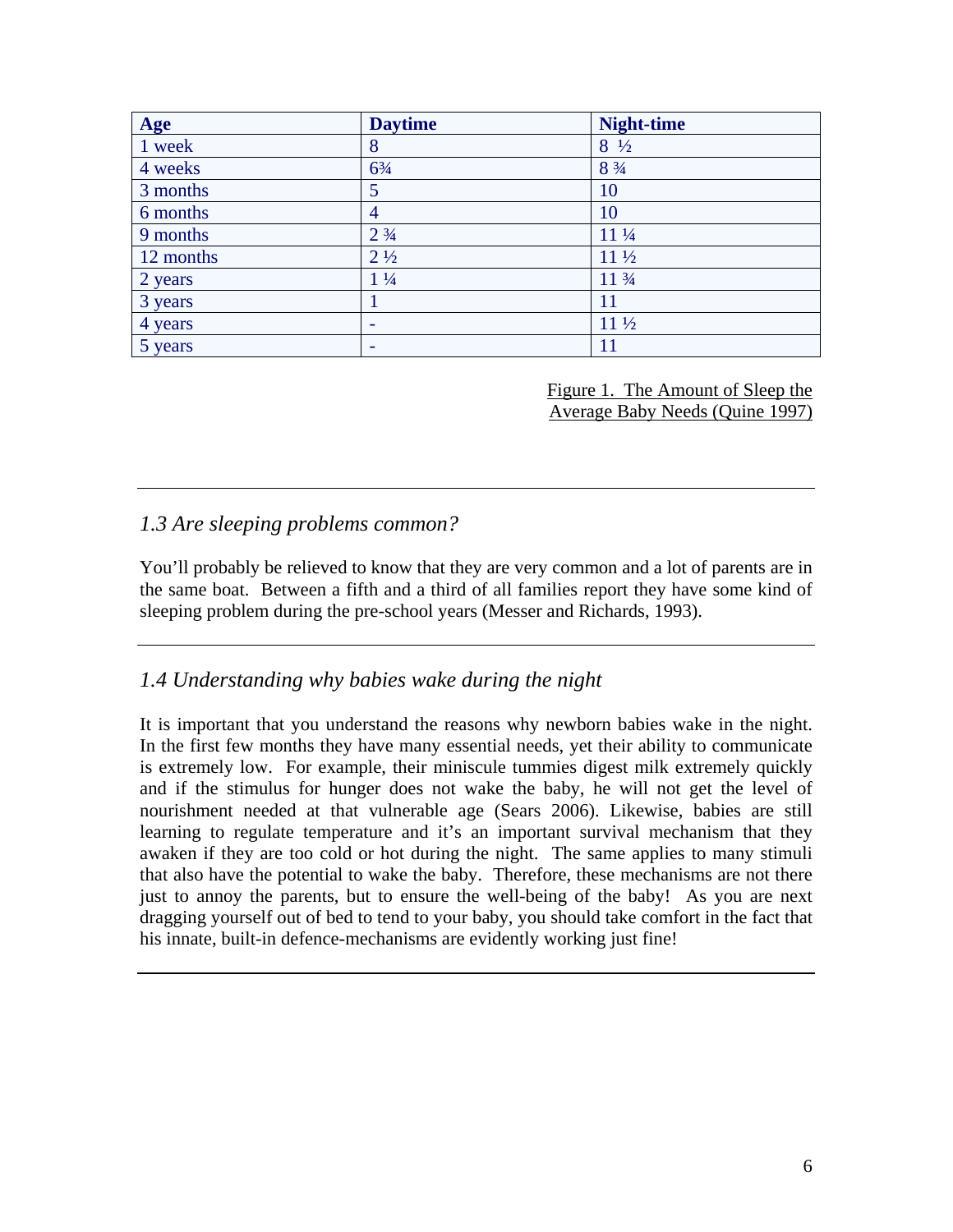| Age | Daytime | Night-time |
| --- | --- | --- |
| 1 week | 8 | 8 ½ |
| 4 weeks | 6¾ | 8 ¾ |
| 3 months | 5 | 10 |
| 6 months | 4 | 10 |
| 9 months | 2 ¾ | 11 ¼ |
| 12 months | 2 ½ | 11 ½ |
| 2 years | 1 ¼ | 11 ¾ |
| 3 years | 1 | 11 |
| 4 years | - | 11 ½ |
| 5 years | - | 11 |

Figure 1. The Amount of Sleep the Average Baby Needs (Quine 1997)

---

## *1.3 Are sleeping problems common?*

You'll probably be relieved to know that they are very common and a lot of parents are in the same boat. Between a fifth and a third of all families report they have some kind of sleeping problem during the pre-school years (Messer and Richards, 1993).

---

## *1.4 Understanding why babies wake during the night*

It is important that you understand the reasons why newborn babies wake in the night. In the first few months they have many essential needs, yet their ability to communicate is extremely low. For example, their miniscule tummies digest milk extremely quickly and if the stimulus for hunger does not wake the baby, he will not get the level of nourishment needed at that vulnerable age (Sears 2006). Likewise, babies are still learning to regulate temperature and it's an important survival mechanism that they awaken if they are too cold or hot during the night. The same applies to many stimuli that also have the potential to wake the baby. Therefore, these mechanisms are not there just to annoy the parents, but to ensure the well-being of the baby! As you are next dragging yourself out of bed to tend to your baby, you should take comfort in the fact that his innate, built-in defence-mechanisms are evidently working just fine!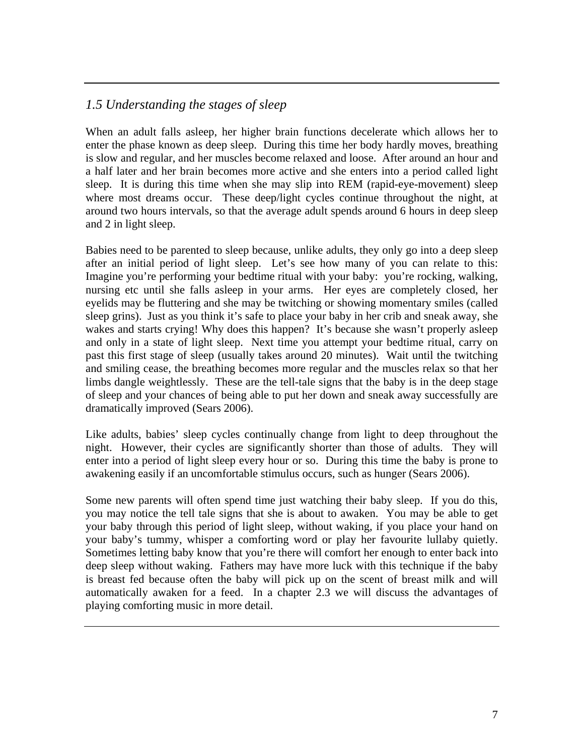## *1.5 Understanding the stages of sleep*

When an adult falls asleep, her higher brain functions decelerate which allows her to enter the phase known as deep sleep. During this time her body hardly moves, breathing is slow and regular, and her muscles become relaxed and loose. After around an hour and a half later and her brain becomes more active and she enters into a period called light sleep. It is during this time when she may slip into REM (rapid-eye-movement) sleep where most dreams occur. These deep/light cycles continue throughout the night, at around two hours intervals, so that the average adult spends around 6 hours in deep sleep and 2 in light sleep.

Babies need to be parented to sleep because, unlike adults, they only go into a deep sleep after an initial period of light sleep. Let's see how many of you can relate to this: Imagine you're performing your bedtime ritual with your baby: you're rocking, walking, nursing etc until she falls asleep in your arms. Her eyes are completely closed, her eyelids may be fluttering and she may be twitching or showing momentary smiles (called sleep grins). Just as you think it's safe to place your baby in her crib and sneak away, she wakes and starts crying! Why does this happen? It's because she wasn't properly asleep and only in a state of light sleep. Next time you attempt your bedtime ritual, carry on past this first stage of sleep (usually takes around 20 minutes). Wait until the twitching and smiling cease, the breathing becomes more regular and the muscles relax so that her limbs dangle weightlessly. These are the tell-tale signs that the baby is in the deep stage of sleep and your chances of being able to put her down and sneak away successfully are dramatically improved (Sears 2006).

Like adults, babies' sleep cycles continually change from light to deep throughout the night. However, their cycles are significantly shorter than those of adults. They will enter into a period of light sleep every hour or so. During this time the baby is prone to awakening easily if an uncomfortable stimulus occurs, such as hunger (Sears 2006).

Some new parents will often spend time just watching their baby sleep. If you do this, you may notice the tell tale signs that she is about to awaken. You may be able to get your baby through this period of light sleep, without waking, if you place your hand on your baby's tummy, whisper a comforting word or play her favourite lullaby quietly. Sometimes letting baby know that you're there will comfort her enough to enter back into deep sleep without waking. Fathers may have more luck with this technique if the baby is breast fed because often the baby will pick up on the scent of breast milk and will automatically awaken for a feed. In a chapter 2.3 we will discuss the advantages of playing comforting music in more detail.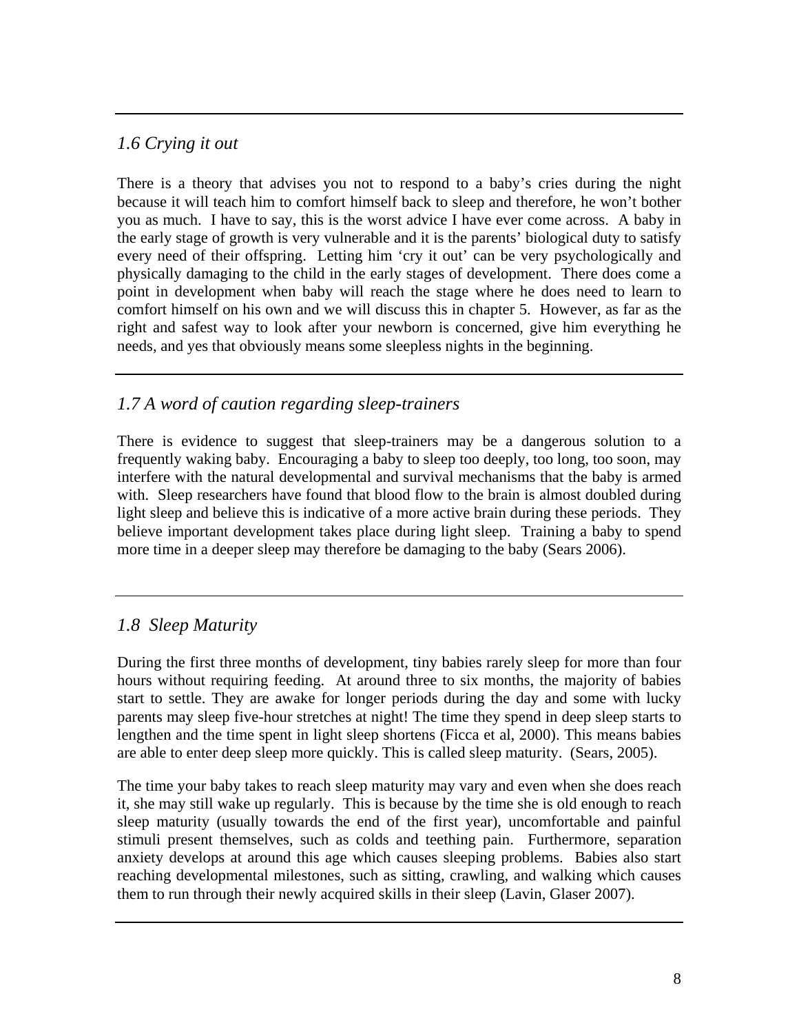## *1.6 Crying it out*

There is a theory that advises you not to respond to a baby's cries during the night because it will teach him to comfort himself back to sleep and therefore, he won't bother you as much. I have to say, this is the worst advice I have ever come across. A baby in the early stage of growth is very vulnerable and it is the parents' biological duty to satisfy every need of their offspring. Letting him 'cry it out' can be very psychologically and physically damaging to the child in the early stages of development. There does come a point in development when baby will reach the stage where he does need to learn to comfort himself on his own and we will discuss this in chapter 5. However, as far as the right and safest way to look after your newborn is concerned, give him everything he needs, and yes that obviously means some sleepless nights in the beginning.

## *1.7 A word of caution regarding sleep-trainers*

There is evidence to suggest that sleep-trainers may be a dangerous solution to a frequently waking baby. Encouraging a baby to sleep too deeply, too long, too soon, may interfere with the natural developmental and survival mechanisms that the baby is armed with. Sleep researchers have found that blood flow to the brain is almost doubled during light sleep and believe this is indicative of a more active brain during these periods. They believe important development takes place during light sleep. Training a baby to spend more time in a deeper sleep may therefore be damaging to the baby (Sears 2006).

## *1.8 Sleep Maturity*

During the first three months of development, tiny babies rarely sleep for more than four hours without requiring feeding. At around three to six months, the majority of babies start to settle. They are awake for longer periods during the day and some with lucky parents may sleep five-hour stretches at night! The time they spend in deep sleep starts to lengthen and the time spent in light sleep shortens (Ficca et al, 2000). This means babies are able to enter deep sleep more quickly. This is called sleep maturity. (Sears, 2005).

The time your baby takes to reach sleep maturity may vary and even when she does reach it, she may still wake up regularly. This is because by the time she is old enough to reach sleep maturity (usually towards the end of the first year), uncomfortable and painful stimuli present themselves, such as colds and teething pain. Furthermore, separation anxiety develops at around this age which causes sleeping problems. Babies also start reaching developmental milestones, such as sitting, crawling, and walking which causes them to run through their newly acquired skills in their sleep (Lavin, Glaser 2007).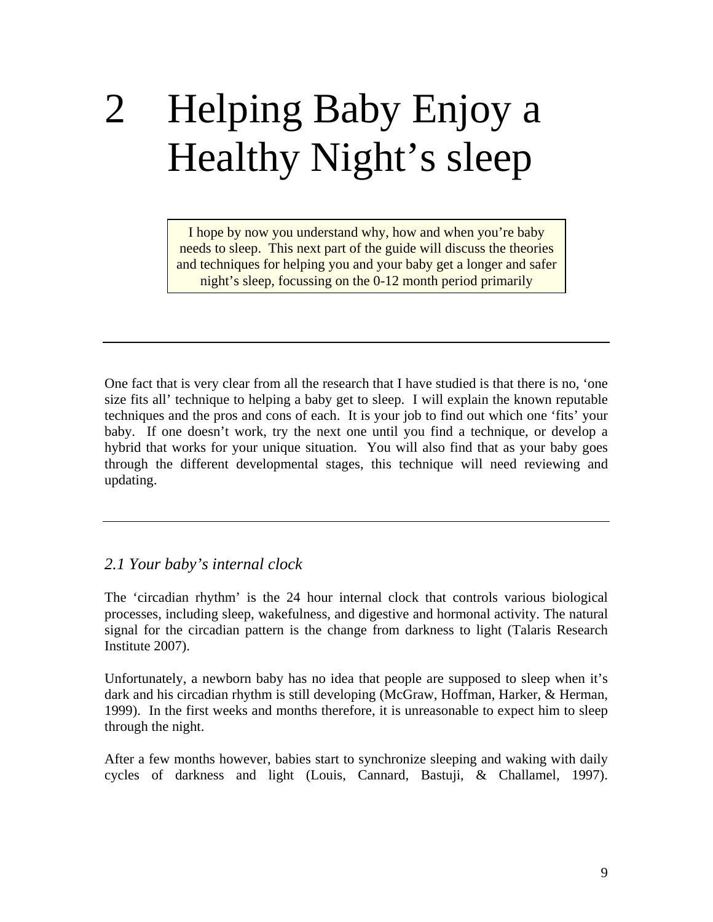# 2 Helping Baby Enjoy a Healthy Night's sleep

I hope by now you understand why, how and when you're baby needs to sleep. This next part of the guide will discuss the theories and techniques for helping you and your baby get a longer and safer night's sleep, focussing on the 0-12 month period primarily

---

One fact that is very clear from all the research that I have studied is that there is no, 'one size fits all' technique to helping a baby get to sleep. I will explain the known reputable techniques and the pros and cons of each. It is your job to find out which one 'fits' your baby. If one doesn't work, try the next one until you find a technique, or develop a hybrid that works for your unique situation. You will also find that as your baby goes through the different developmental stages, this technique will need reviewing and updating.

---

## *2.1 Your baby's internal clock*

The 'circadian rhythm' is the 24 hour internal clock that controls various biological processes, including sleep, wakefulness, and digestive and hormonal activity. The natural signal for the circadian pattern is the change from darkness to light (Talaris Research Institute 2007).

Unfortunately, a newborn baby has no idea that people are supposed to sleep when it's dark and his circadian rhythm is still developing (McGraw, Hoffman, Harker, & Herman, 1999). In the first weeks and months therefore, it is unreasonable to expect him to sleep through the night.

After a few months however, babies start to synchronize sleeping and waking with daily cycles of darkness and light (Louis, Cannard, Bastuji, & Challamel, 1997).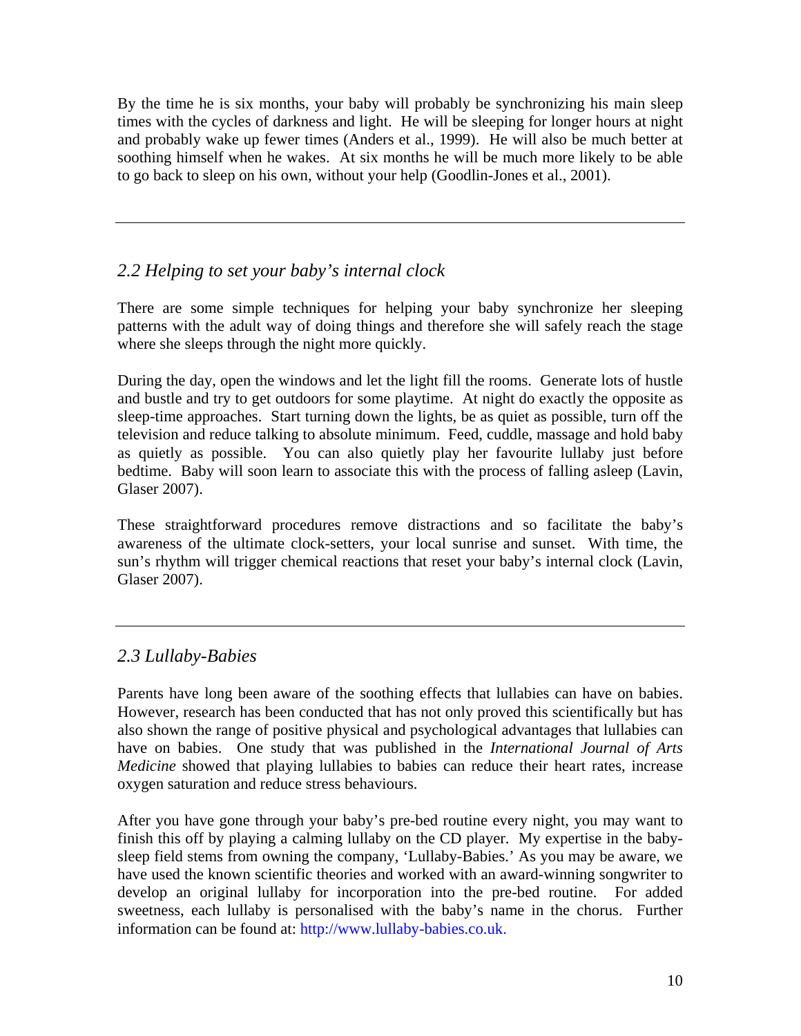By the time he is six months, your baby will probably be synchronizing his main sleep times with the cycles of darkness and light. He will be sleeping for longer hours at night and probably wake up fewer times (Anders et al., 1999). He will also be much better at soothing himself when he wakes. At six months he will be much more likely to be able to go back to sleep on his own, without your help (Goodlin-Jones et al., 2001).

---

## *2.2 Helping to set your baby's internal clock*

There are some simple techniques for helping your baby synchronize her sleeping patterns with the adult way of doing things and therefore she will safely reach the stage where she sleeps through the night more quickly.

During the day, open the windows and let the light fill the rooms. Generate lots of hustle and bustle and try to get outdoors for some playtime. At night do exactly the opposite as sleep-time approaches. Start turning down the lights, be as quiet as possible, turn off the television and reduce talking to absolute minimum. Feed, cuddle, massage and hold baby as quietly as possible. You can also quietly play her favourite lullaby just before bedtime. Baby will soon learn to associate this with the process of falling asleep (Lavin, Glaser 2007).

These straightforward procedures remove distractions and so facilitate the baby's awareness of the ultimate clock-setters, your local sunrise and sunset. With time, the sun's rhythm will trigger chemical reactions that reset your baby's internal clock (Lavin, Glaser 2007).

---

## *2.3 Lullaby-Babies*

Parents have long been aware of the soothing effects that lullabies can have on babies. However, research has been conducted that has not only proved this scientifically but has also shown the range of positive physical and psychological advantages that lullabies can have on babies. One study that was published in the *International Journal of Arts Medicine* showed that playing lullabies to babies can reduce their heart rates, increase oxygen saturation and reduce stress behaviours.

After you have gone through your baby's pre-bed routine every night, you may want to finish this off by playing a calming lullaby on the CD player. My expertise in the baby-sleep field stems from owning the company, 'Lullaby-Babies.' As you may be aware, we have used the known scientific theories and worked with an award-winning songwriter to develop an original lullaby for incorporation into the pre-bed routine. For added sweetness, each lullaby is personalised with the baby's name in the chorus. Further information can be found at: http://www.lullaby-babies.co.uk.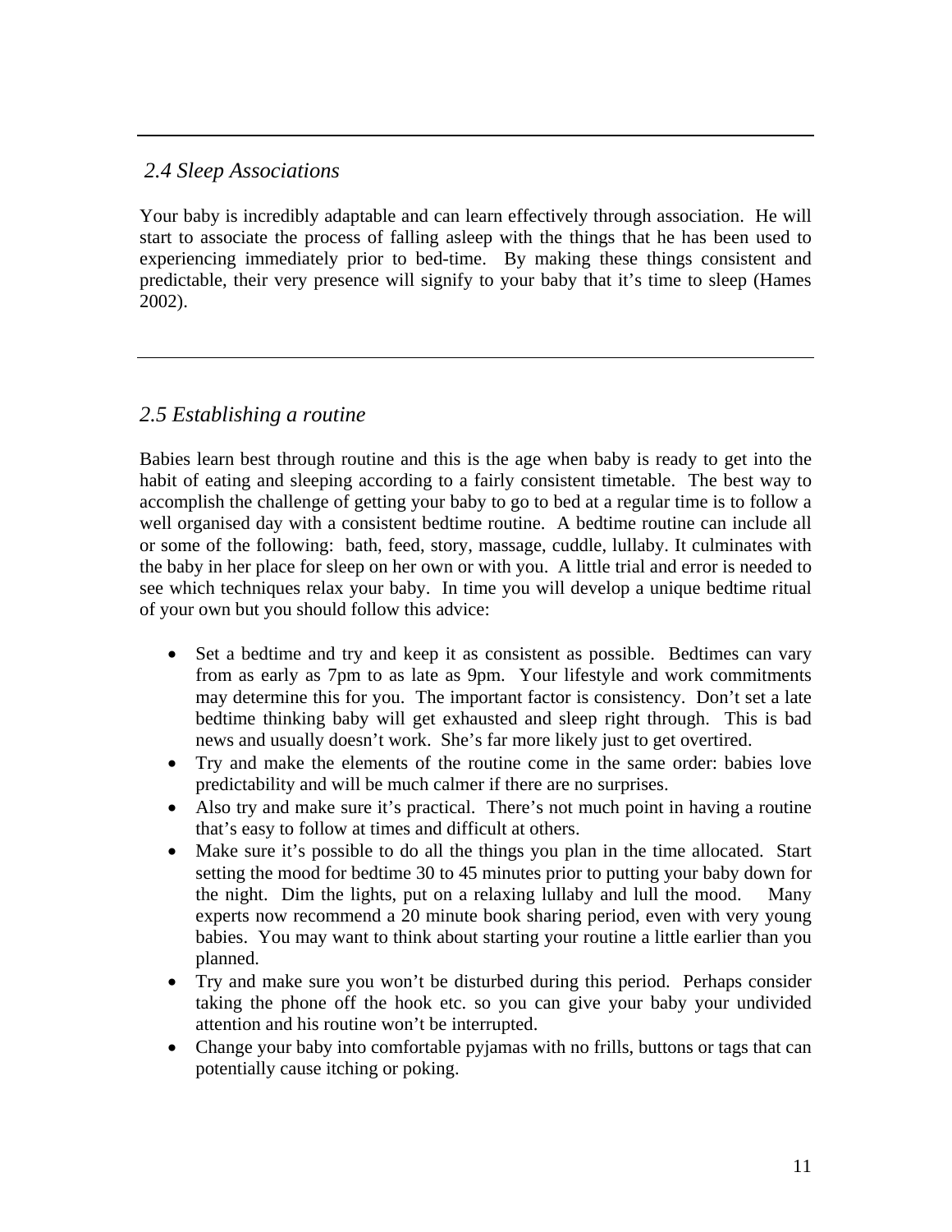## *2.4 Sleep Associations*

Your baby is incredibly adaptable and can learn effectively through association. He will start to associate the process of falling asleep with the things that he has been used to experiencing immediately prior to bed-time. By making these things consistent and predictable, their very presence will signify to your baby that it's time to sleep (Hames 2002).

---

## *2.5 Establishing a routine*

Babies learn best through routine and this is the age when baby is ready to get into the habit of eating and sleeping according to a fairly consistent timetable. The best way to accomplish the challenge of getting your baby to go to bed at a regular time is to follow a well organised day with a consistent bedtime routine. A bedtime routine can include all or some of the following: bath, feed, story, massage, cuddle, lullaby. It culminates with the baby in her place for sleep on her own or with you. A little trial and error is needed to see which techniques relax your baby. In time you will develop a unique bedtime ritual of your own but you should follow this advice:

- Set a bedtime and try and keep it as consistent as possible. Bedtimes can vary from as early as 7pm to as late as 9pm. Your lifestyle and work commitments may determine this for you. The important factor is consistency. Don't set a late bedtime thinking baby will get exhausted and sleep right through. This is bad news and usually doesn't work. She's far more likely just to get overtired.
- Try and make the elements of the routine come in the same order: babies love predictability and will be much calmer if there are no surprises.
- Also try and make sure it's practical. There's not much point in having a routine that's easy to follow at times and difficult at others.
- Make sure it's possible to do all the things you plan in the time allocated. Start setting the mood for bedtime 30 to 45 minutes prior to putting your baby down for the night. Dim the lights, put on a relaxing lullaby and lull the mood. Many experts now recommend a 20 minute book sharing period, even with very young babies. You may want to think about starting your routine a little earlier than you planned.
- Try and make sure you won't be disturbed during this period. Perhaps consider taking the phone off the hook etc. so you can give your baby your undivided attention and his routine won't be interrupted.
- Change your baby into comfortable pyjamas with no frills, buttons or tags that can potentially cause itching or poking.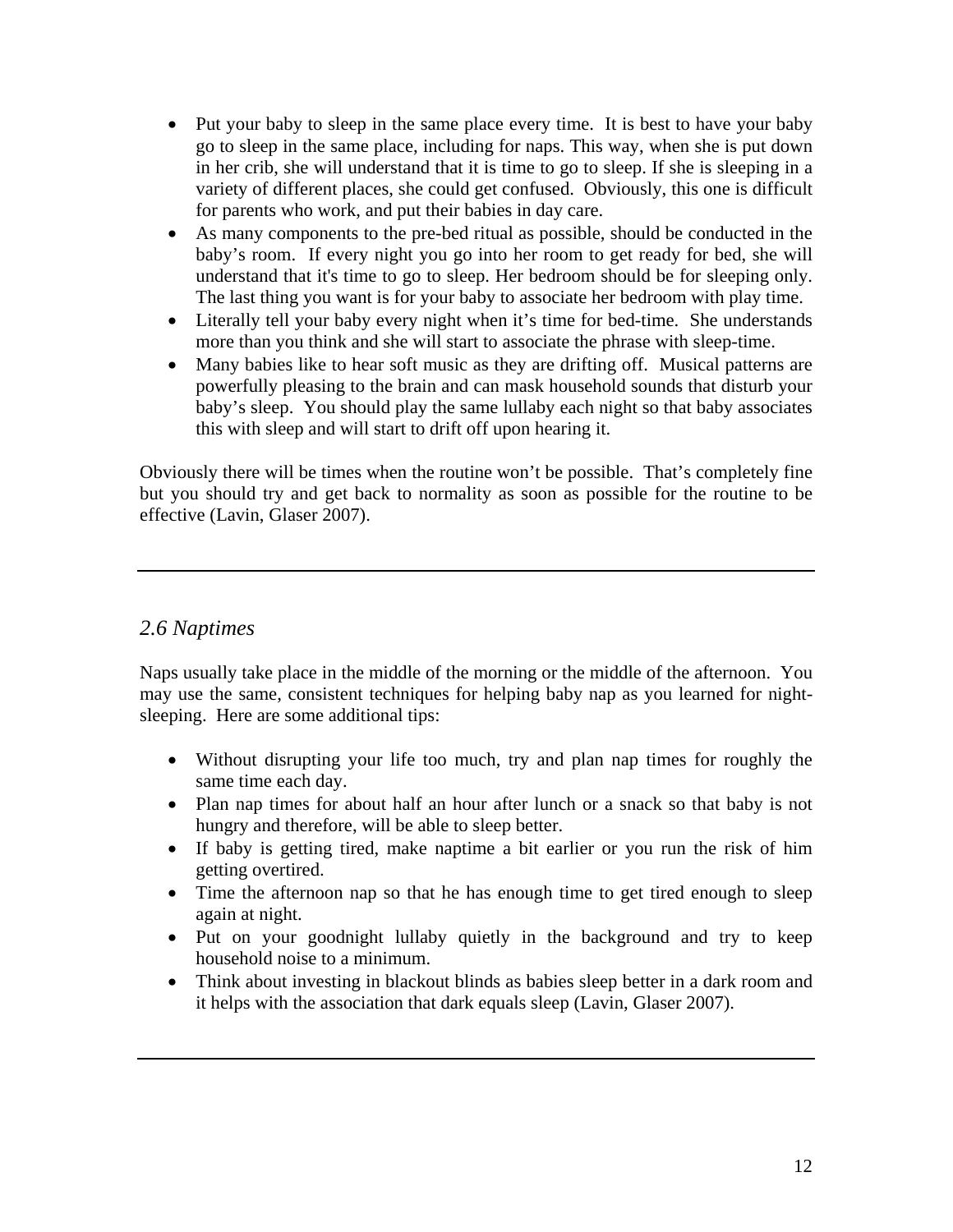- Put your baby to sleep in the same place every time. It is best to have your baby go to sleep in the same place, including for naps. This way, when she is put down in her crib, she will understand that it is time to go to sleep. If she is sleeping in a variety of different places, she could get confused. Obviously, this one is difficult for parents who work, and put their babies in day care.
- As many components to the pre-bed ritual as possible, should be conducted in the baby's room. If every night you go into her room to get ready for bed, she will understand that it's time to go to sleep. Her bedroom should be for sleeping only. The last thing you want is for your baby to associate her bedroom with play time.
- Literally tell your baby every night when it's time for bed-time. She understands more than you think and she will start to associate the phrase with sleep-time.
- Many babies like to hear soft music as they are drifting off. Musical patterns are powerfully pleasing to the brain and can mask household sounds that disturb your baby's sleep. You should play the same lullaby each night so that baby associates this with sleep and will start to drift off upon hearing it.

Obviously there will be times when the routine won't be possible. That's completely fine but you should try and get back to normality as soon as possible for the routine to be effective (Lavin, Glaser 2007).

---

## *2.6 Naptimes*

Naps usually take place in the middle of the morning or the middle of the afternoon. You may use the same, consistent techniques for helping baby nap as you learned for night-sleeping. Here are some additional tips:

- Without disrupting your life too much, try and plan nap times for roughly the same time each day.
- Plan nap times for about half an hour after lunch or a snack so that baby is not hungry and therefore, will be able to sleep better.
- If baby is getting tired, make naptime a bit earlier or you run the risk of him getting overtired.
- Time the afternoon nap so that he has enough time to get tired enough to sleep again at night.
- Put on your goodnight lullaby quietly in the background and try to keep household noise to a minimum.
- Think about investing in blackout blinds as babies sleep better in a dark room and it helps with the association that dark equals sleep (Lavin, Glaser 2007).

---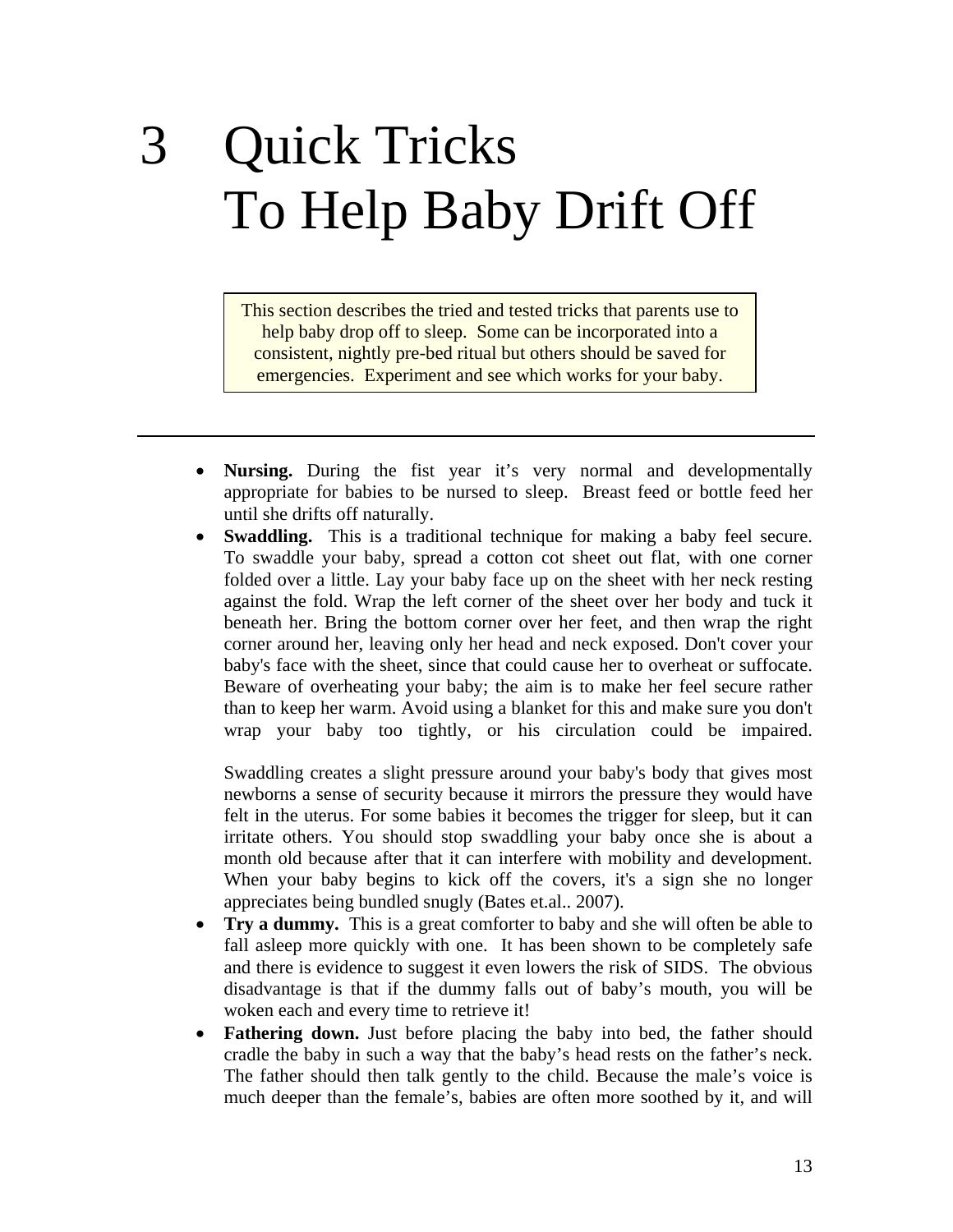# 3 Quick Tricks To Help Baby Drift Off

> This section describes the tried and tested tricks that parents use to help baby drop off to sleep. Some can be incorporated into a consistent, nightly pre-bed ritual but others should be saved for emergencies. Experiment and see which works for your baby.

---

- **Nursing.** During the fist year it's very normal and developmentally appropriate for babies to be nursed to sleep. Breast feed or bottle feed her until she drifts off naturally.
- **Swaddling.** This is a traditional technique for making a baby feel secure. To swaddle your baby, spread a cotton cot sheet out flat, with one corner folded over a little. Lay your baby face up on the sheet with her neck resting against the fold. Wrap the left corner of the sheet over her body and tuck it beneath her. Bring the bottom corner over her feet, and then wrap the right corner around her, leaving only her head and neck exposed. Don't cover your baby's face with the sheet, since that could cause her to overheat or suffocate. Beware of overheating your baby; the aim is to make her feel secure rather than to keep her warm. Avoid using a blanket for this and make sure you don't wrap your baby too tightly, or his circulation could be impaired.

  Swaddling creates a slight pressure around your baby's body that gives most newborns a sense of security because it mirrors the pressure they would have felt in the uterus. For some babies it becomes the trigger for sleep, but it can irritate others. You should stop swaddling your baby once she is about a month old because after that it can interfere with mobility and development. When your baby begins to kick off the covers, it's a sign she no longer appreciates being bundled snugly (Bates et.al.. 2007).
- **Try a dummy.** This is a great comforter to baby and she will often be able to fall asleep more quickly with one. It has been shown to be completely safe and there is evidence to suggest it even lowers the risk of SIDS. The obvious disadvantage is that if the dummy falls out of baby's mouth, you will be woken each and every time to retrieve it!
- **Fathering down.** Just before placing the baby into bed, the father should cradle the baby in such a way that the baby's head rests on the father's neck. The father should then talk gently to the child. Because the male's voice is much deeper than the female's, babies are often more soothed by it, and will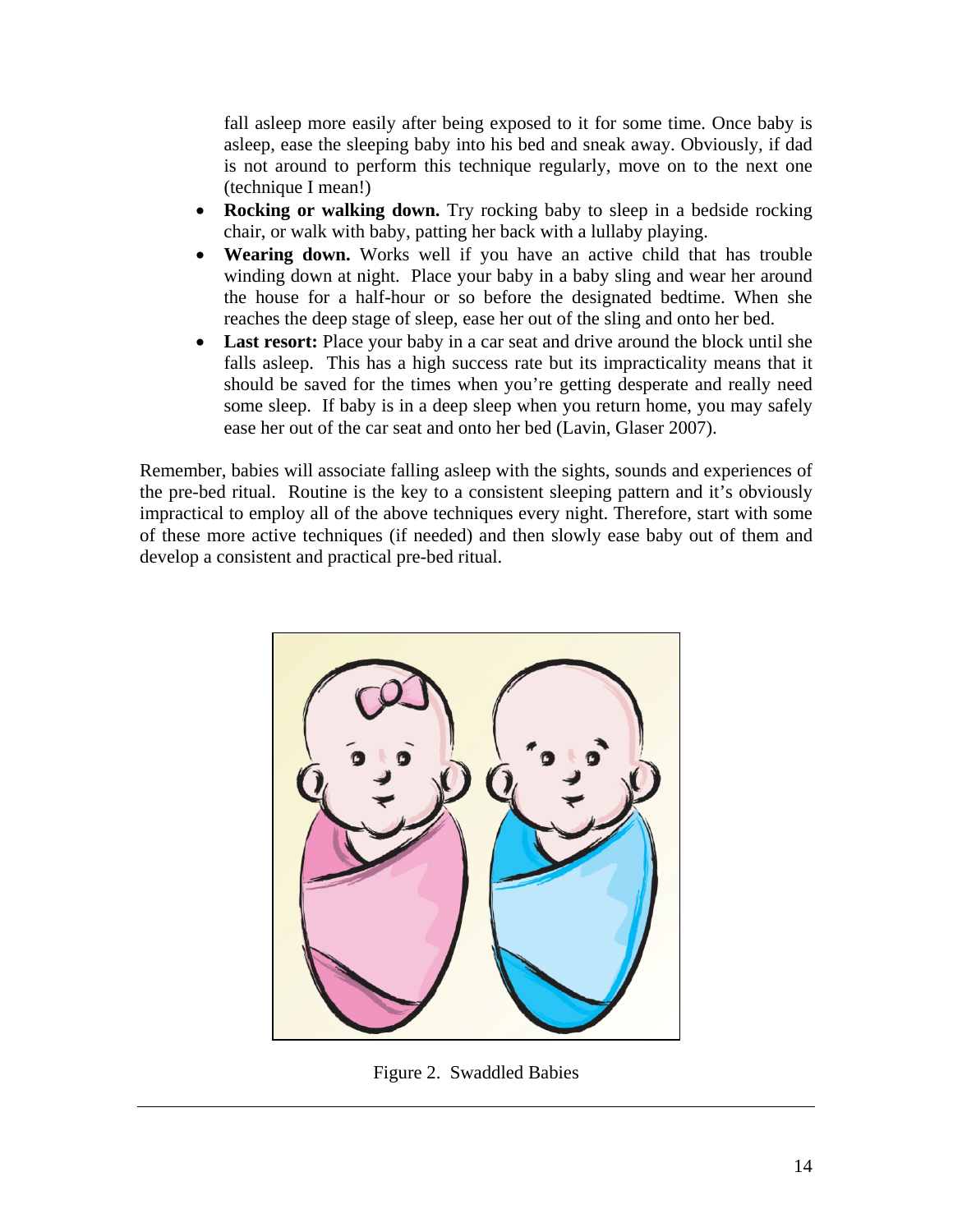fall asleep more easily after being exposed to it for some time. Once baby is asleep, ease the sleeping baby into his bed and sneak away. Obviously, if dad is not around to perform this technique regularly, move on to the next one (technique I mean!)

- **Rocking or walking down.** Try rocking baby to sleep in a bedside rocking chair, or walk with baby, patting her back with a lullaby playing.
- **Wearing down.** Works well if you have an active child that has trouble winding down at night. Place your baby in a baby sling and wear her around the house for a half-hour or so before the designated bedtime. When she reaches the deep stage of sleep, ease her out of the sling and onto her bed.
- **Last resort:** Place your baby in a car seat and drive around the block until she falls asleep. This has a high success rate but its impracticality means that it should be saved for the times when you're getting desperate and really need some sleep. If baby is in a deep sleep when you return home, you may safely ease her out of the car seat and onto her bed (Lavin, Glaser 2007).

Remember, babies will associate falling asleep with the sights, sounds and experiences of the pre-bed ritual. Routine is the key to a consistent sleeping pattern and it's obviously impractical to employ all of the above techniques every night. Therefore, start with some of these more active techniques (if needed) and then slowly ease baby out of them and develop a consistent and practical pre-bed ritual.

Figure 2. Swaddled Babies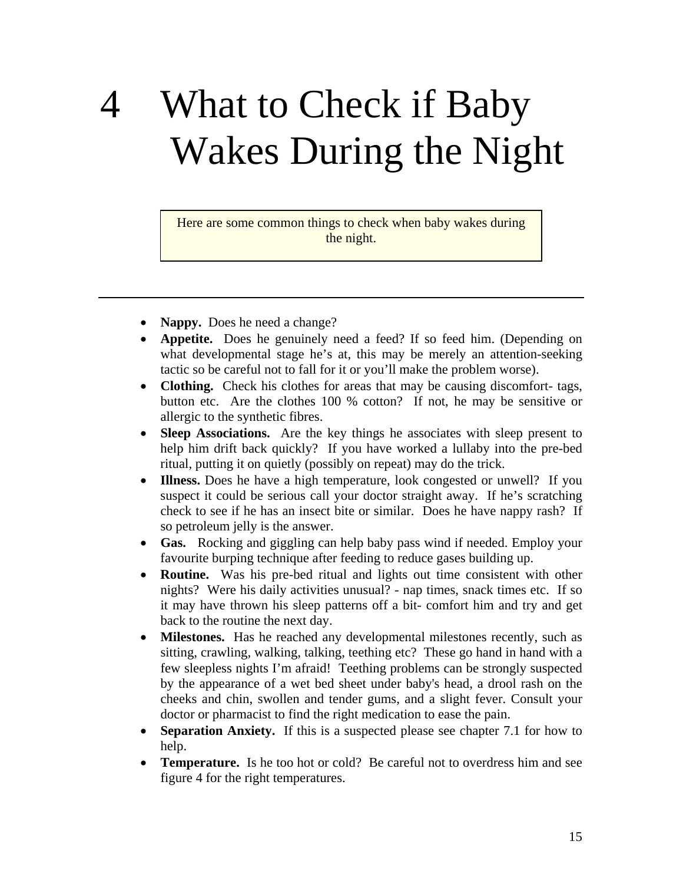# 4 What to Check if Baby Wakes During the Night

Here are some common things to check when baby wakes during the night.

---

- **Nappy.** Does he need a change?
- **Appetite.** Does he genuinely need a feed? If so feed him. (Depending on what developmental stage he's at, this may be merely an attention-seeking tactic so be careful not to fall for it or you'll make the problem worse).
- **Clothing.** Check his clothes for areas that may be causing discomfort- tags, button etc. Are the clothes 100 % cotton? If not, he may be sensitive or allergic to the synthetic fibres.
- **Sleep Associations.** Are the key things he associates with sleep present to help him drift back quickly? If you have worked a lullaby into the pre-bed ritual, putting it on quietly (possibly on repeat) may do the trick.
- **Illness.** Does he have a high temperature, look congested or unwell? If you suspect it could be serious call your doctor straight away. If he's scratching check to see if he has an insect bite or similar. Does he have nappy rash? If so petroleum jelly is the answer.
- **Gas.** Rocking and giggling can help baby pass wind if needed. Employ your favourite burping technique after feeding to reduce gases building up.
- **Routine.** Was his pre-bed ritual and lights out time consistent with other nights? Were his daily activities unusual? - nap times, snack times etc. If so it may have thrown his sleep patterns off a bit- comfort him and try and get back to the routine the next day.
- **Milestones.** Has he reached any developmental milestones recently, such as sitting, crawling, walking, talking, teething etc? These go hand in hand with a few sleepless nights I'm afraid! Teething problems can be strongly suspected by the appearance of a wet bed sheet under baby's head, a drool rash on the cheeks and chin, swollen and tender gums, and a slight fever. Consult your doctor or pharmacist to find the right medication to ease the pain.
- **Separation Anxiety.** If this is a suspected please see chapter 7.1 for how to help.
- **Temperature.** Is he too hot or cold? Be careful not to overdress him and see figure 4 for the right temperatures.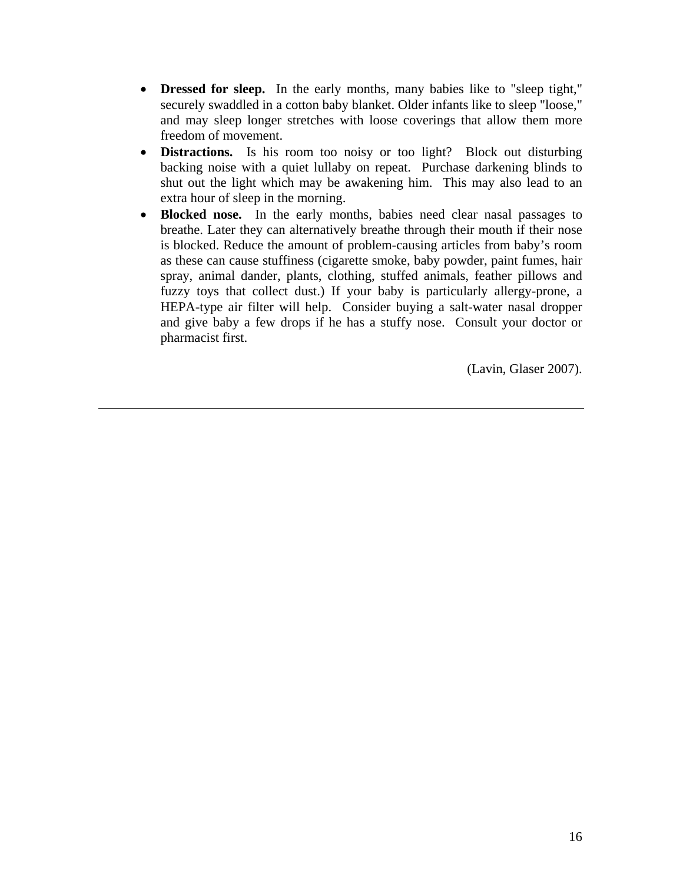- **Dressed for sleep.** In the early months, many babies like to "sleep tight," securely swaddled in a cotton baby blanket. Older infants like to sleep "loose," and may sleep longer stretches with loose coverings that allow them more freedom of movement.
- **Distractions.** Is his room too noisy or too light? Block out disturbing backing noise with a quiet lullaby on repeat. Purchase darkening blinds to shut out the light which may be awakening him. This may also lead to an extra hour of sleep in the morning.
- **Blocked nose.** In the early months, babies need clear nasal passages to breathe. Later they can alternatively breathe through their mouth if their nose is blocked. Reduce the amount of problem-causing articles from baby's room as these can cause stuffiness (cigarette smoke, baby powder, paint fumes, hair spray, animal dander, plants, clothing, stuffed animals, feather pillows and fuzzy toys that collect dust.) If your baby is particularly allergy-prone, a HEPA-type air filter will help. Consider buying a salt-water nasal dropper and give baby a few drops if he has a stuffy nose. Consult your doctor or pharmacist first.

(Lavin, Glaser 2007).

---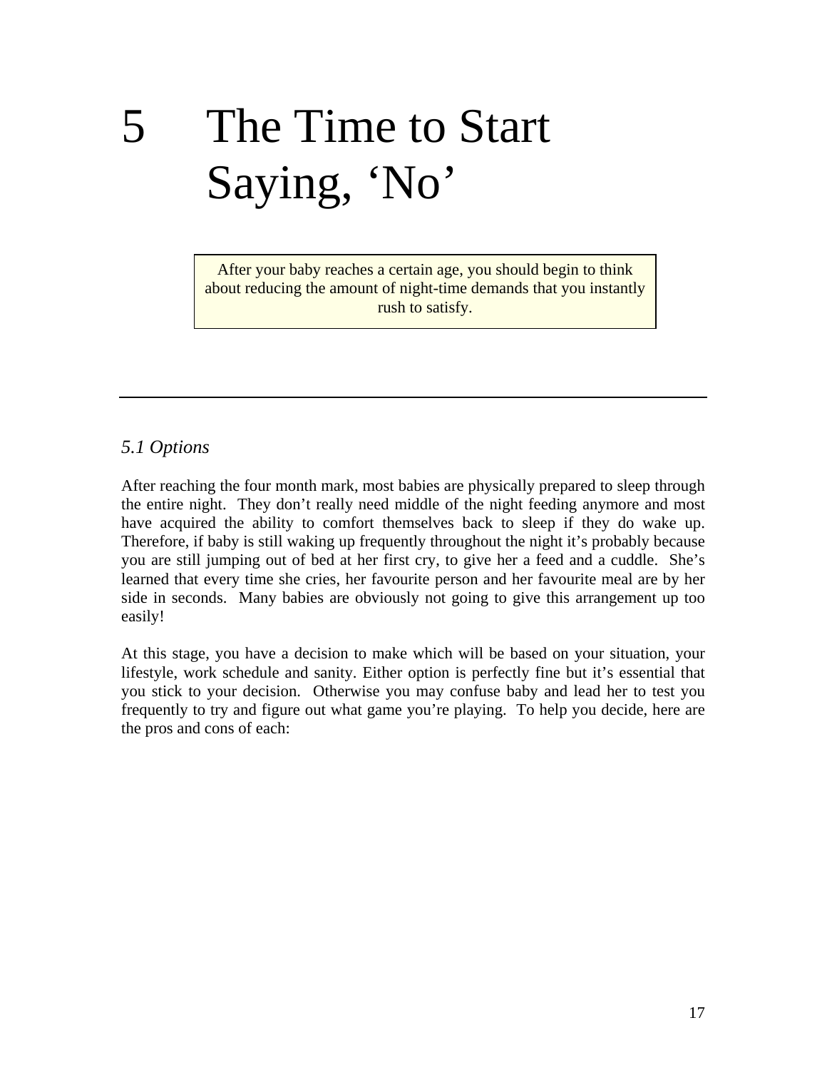# 5 The Time to Start Saying, 'No'

> After your baby reaches a certain age, you should begin to think about reducing the amount of night-time demands that you instantly rush to satisfy.

---

## *5.1 Options*

After reaching the four month mark, most babies are physically prepared to sleep through the entire night. They don't really need middle of the night feeding anymore and most have acquired the ability to comfort themselves back to sleep if they do wake up. Therefore, if baby is still waking up frequently throughout the night it's probably because you are still jumping out of bed at her first cry, to give her a feed and a cuddle. She's learned that every time she cries, her favourite person and her favourite meal are by her side in seconds. Many babies are obviously not going to give this arrangement up too easily!

At this stage, you have a decision to make which will be based on your situation, your lifestyle, work schedule and sanity. Either option is perfectly fine but it's essential that you stick to your decision. Otherwise you may confuse baby and lead her to test you frequently to try and figure out what game you're playing. To help you decide, here are the pros and cons of each: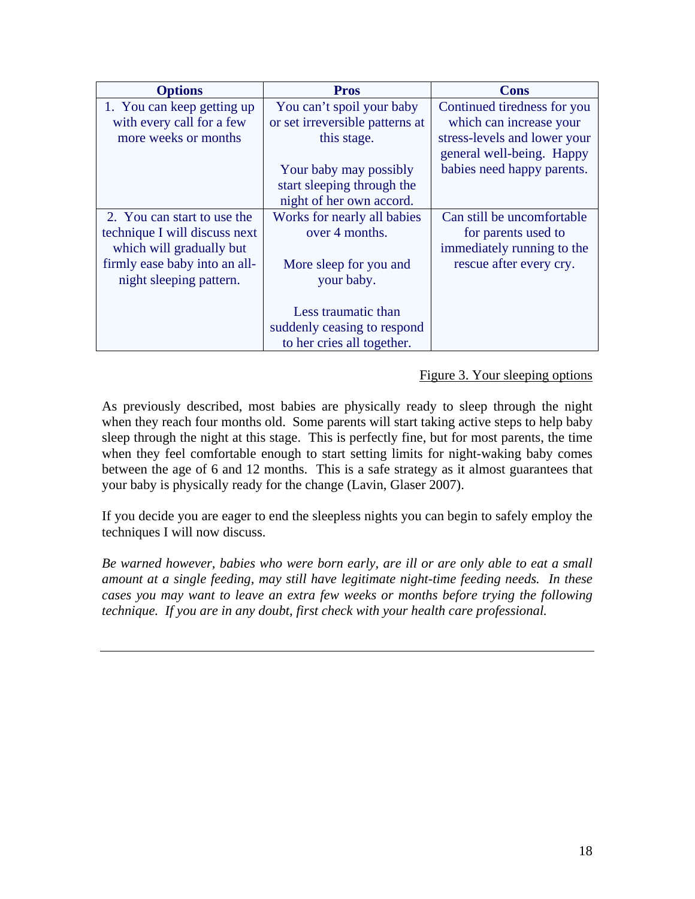| Options | Pros | Cons |
| --- | --- | --- |
| 1. You can keep getting up with every call for a few more weeks or months | You can't spoil your baby or set irreversible patterns at this stage.<br><br>Your baby may possibly start sleeping through the night of her own accord. | Continued tiredness for you which can increase your stress-levels and lower your general well-being. Happy babies need happy parents. |
| 2. You can start to use the technique I will discuss next which will gradually but firmly ease baby into an all-night sleeping pattern. | Works for nearly all babies over 4 months.<br><br>More sleep for you and your baby.<br><br>Less traumatic than suddenly ceasing to respond to her cries all together. | Can still be uncomfortable for parents used to immediately running to the rescue after every cry. |

Figure 3. Your sleeping options

As previously described, most babies are physically ready to sleep through the night when they reach four months old. Some parents will start taking active steps to help baby sleep through the night at this stage. This is perfectly fine, but for most parents, the time when they feel comfortable enough to start setting limits for night-waking baby comes between the age of 6 and 12 months. This is a safe strategy as it almost guarantees that your baby is physically ready for the change (Lavin, Glaser 2007).

If you decide you are eager to end the sleepless nights you can begin to safely employ the techniques I will now discuss.

*Be warned however, babies who were born early, are ill or are only able to eat a small amount at a single feeding, may still have legitimate night-time feeding needs. In these cases you may want to leave an extra few weeks or months before trying the following technique. If you are in any doubt, first check with your health care professional.*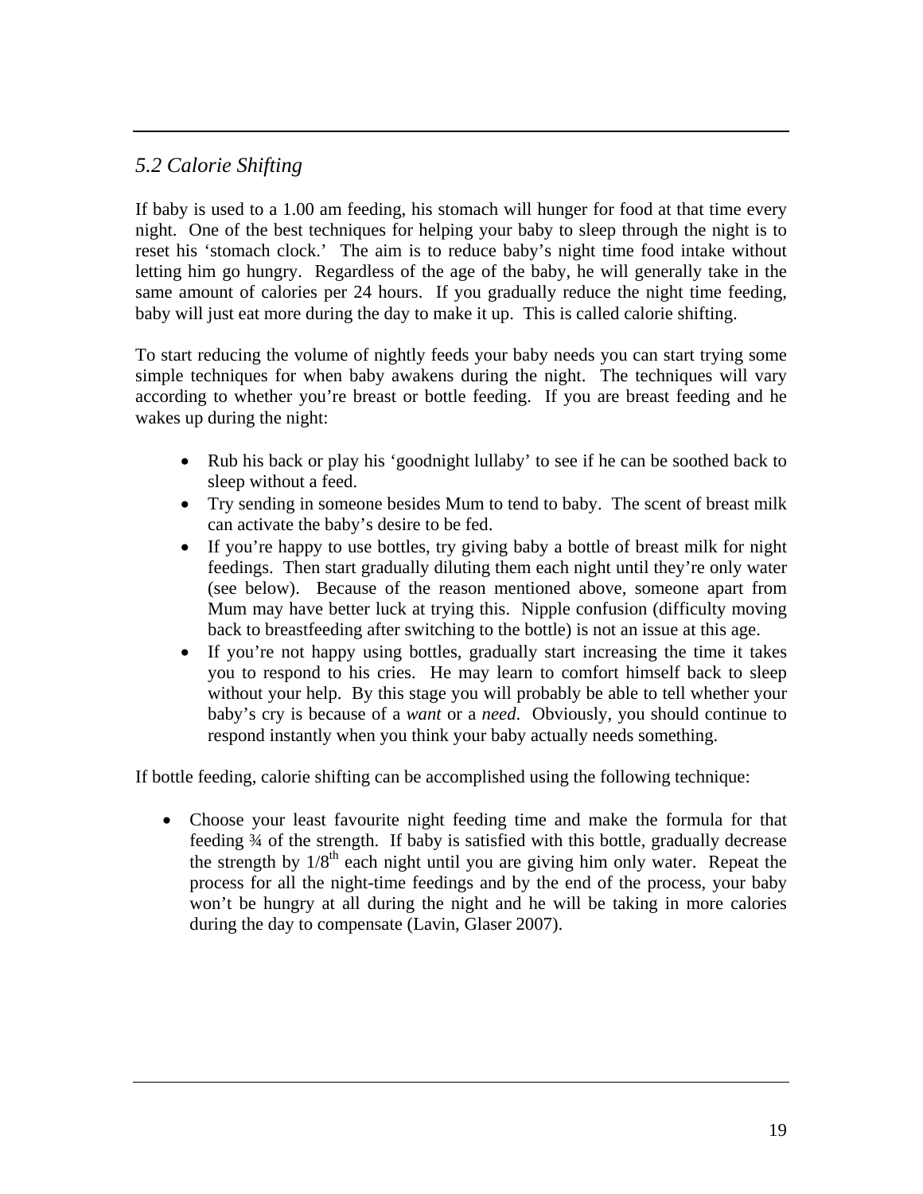## *5.2 Calorie Shifting*

If baby is used to a 1.00 am feeding, his stomach will hunger for food at that time every night. One of the best techniques for helping your baby to sleep through the night is to reset his 'stomach clock.' The aim is to reduce baby's night time food intake without letting him go hungry. Regardless of the age of the baby, he will generally take in the same amount of calories per 24 hours. If you gradually reduce the night time feeding, baby will just eat more during the day to make it up. This is called calorie shifting.

To start reducing the volume of nightly feeds your baby needs you can start trying some simple techniques for when baby awakens during the night. The techniques will vary according to whether you're breast or bottle feeding. If you are breast feeding and he wakes up during the night:

- Rub his back or play his 'goodnight lullaby' to see if he can be soothed back to sleep without a feed.
- Try sending in someone besides Mum to tend to baby. The scent of breast milk can activate the baby's desire to be fed.
- If you're happy to use bottles, try giving baby a bottle of breast milk for night feedings. Then start gradually diluting them each night until they're only water (see below). Because of the reason mentioned above, someone apart from Mum may have better luck at trying this. Nipple confusion (difficulty moving back to breastfeeding after switching to the bottle) is not an issue at this age.
- If you're not happy using bottles, gradually start increasing the time it takes you to respond to his cries. He may learn to comfort himself back to sleep without your help. By this stage you will probably be able to tell whether your baby's cry is because of a *want* or a *need*. Obviously, you should continue to respond instantly when you think your baby actually needs something.

If bottle feeding, calorie shifting can be accomplished using the following technique:

- Choose your least favourite night feeding time and make the formula for that feeding ¾ of the strength. If baby is satisfied with this bottle, gradually decrease the strength by 1/8th each night until you are giving him only water. Repeat the process for all the night-time feedings and by the end of the process, your baby won't be hungry at all during the night and he will be taking in more calories during the day to compensate (Lavin, Glaser 2007).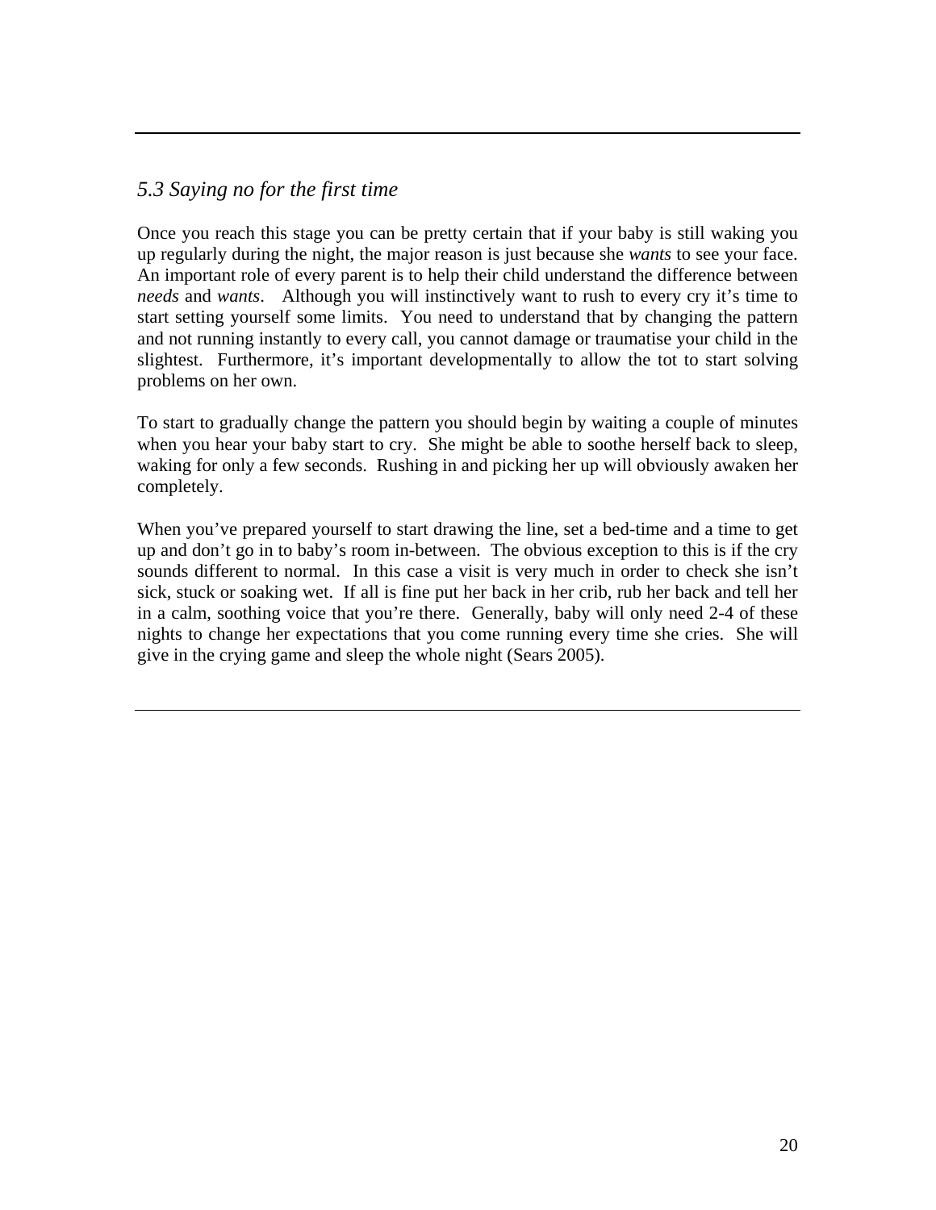## *5.3 Saying no for the first time*

Once you reach this stage you can be pretty certain that if your baby is still waking you up regularly during the night, the major reason is just because she *wants* to see your face. An important role of every parent is to help their child understand the difference between *needs* and *wants*. Although you will instinctively want to rush to every cry it's time to start setting yourself some limits. You need to understand that by changing the pattern and not running instantly to every call, you cannot damage or traumatise your child in the slightest. Furthermore, it's important developmentally to allow the tot to start solving problems on her own.

To start to gradually change the pattern you should begin by waiting a couple of minutes when you hear your baby start to cry. She might be able to soothe herself back to sleep, waking for only a few seconds. Rushing in and picking her up will obviously awaken her completely.

When you've prepared yourself to start drawing the line, set a bed-time and a time to get up and don't go in to baby's room in-between. The obvious exception to this is if the cry sounds different to normal. In this case a visit is very much in order to check she isn't sick, stuck or soaking wet. If all is fine put her back in her crib, rub her back and tell her in a calm, soothing voice that you're there. Generally, baby will only need 2-4 of these nights to change her expectations that you come running every time she cries. She will give in the crying game and sleep the whole night (Sears 2005).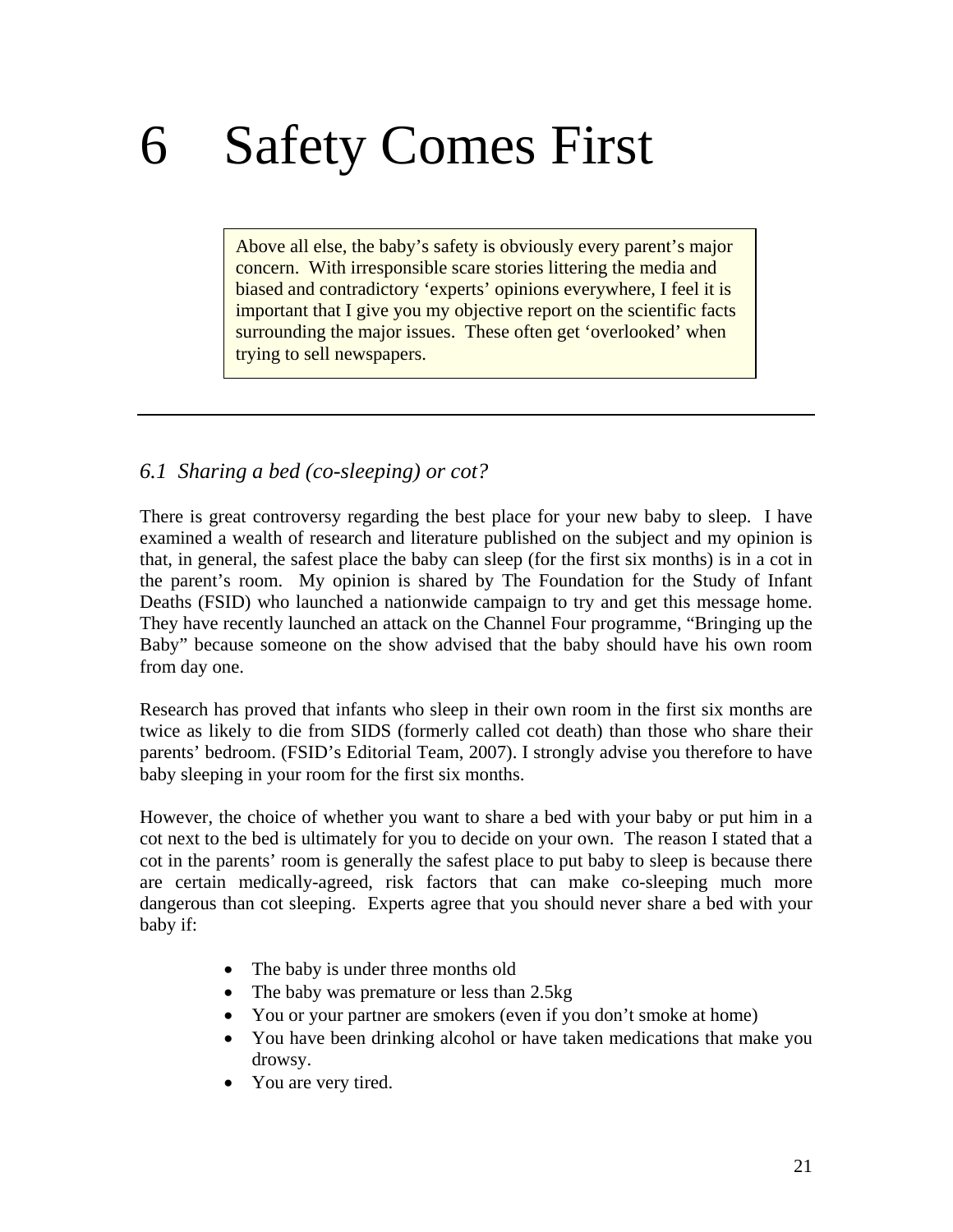# 6 Safety Comes First

> Above all else, the baby's safety is obviously every parent's major concern. With irresponsible scare stories littering the media and biased and contradictory 'experts' opinions everywhere, I feel it is important that I give you my objective report on the scientific facts surrounding the major issues. These often get 'overlooked' when trying to sell newspapers.

---

## *6.1 Sharing a bed (co-sleeping) or cot?*

There is great controversy regarding the best place for your new baby to sleep. I have examined a wealth of research and literature published on the subject and my opinion is that, in general, the safest place the baby can sleep (for the first six months) is in a cot in the parent's room. My opinion is shared by The Foundation for the Study of Infant Deaths (FSID) who launched a nationwide campaign to try and get this message home. They have recently launched an attack on the Channel Four programme, "Bringing up the Baby" because someone on the show advised that the baby should have his own room from day one.

Research has proved that infants who sleep in their own room in the first six months are twice as likely to die from SIDS (formerly called cot death) than those who share their parents' bedroom. (FSID's Editorial Team, 2007). I strongly advise you therefore to have baby sleeping in your room for the first six months.

However, the choice of whether you want to share a bed with your baby or put him in a cot next to the bed is ultimately for you to decide on your own. The reason I stated that a cot in the parents' room is generally the safest place to put baby to sleep is because there are certain medically-agreed, risk factors that can make co-sleeping much more dangerous than cot sleeping. Experts agree that you should never share a bed with your baby if:

- The baby is under three months old
- The baby was premature or less than 2.5kg
- You or your partner are smokers (even if you don't smoke at home)
- You have been drinking alcohol or have taken medications that make you drowsy.
- You are very tired.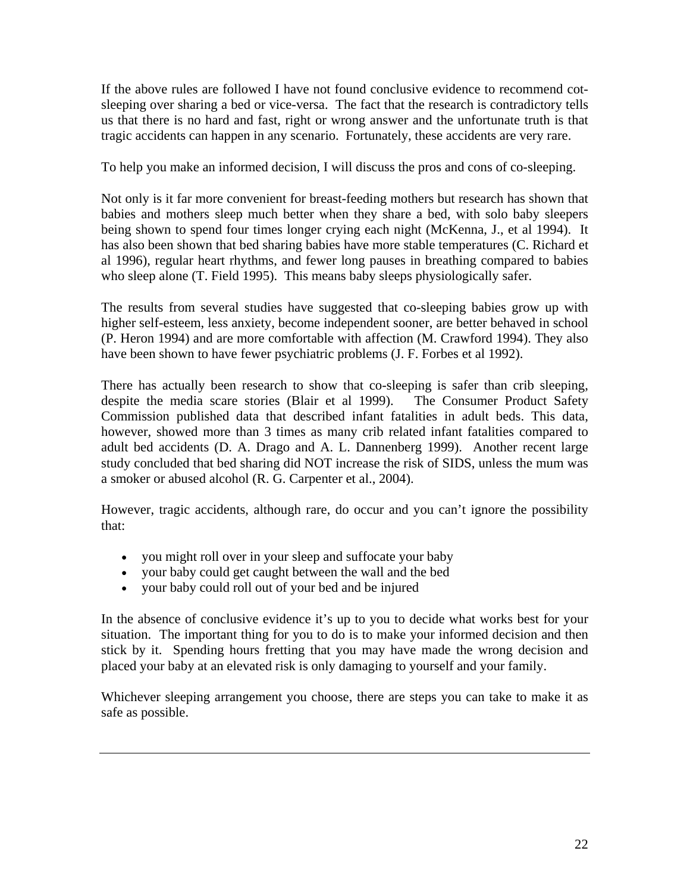If the above rules are followed I have not found conclusive evidence to recommend cot-sleeping over sharing a bed or vice-versa. The fact that the research is contradictory tells us that there is no hard and fast, right or wrong answer and the unfortunate truth is that tragic accidents can happen in any scenario. Fortunately, these accidents are very rare.

To help you make an informed decision, I will discuss the pros and cons of co-sleeping.

Not only is it far more convenient for breast-feeding mothers but research has shown that babies and mothers sleep much better when they share a bed, with solo baby sleepers being shown to spend four times longer crying each night (McKenna, J., et al 1994). It has also been shown that bed sharing babies have more stable temperatures (C. Richard et al 1996), regular heart rhythms, and fewer long pauses in breathing compared to babies who sleep alone (T. Field 1995). This means baby sleeps physiologically safer.

The results from several studies have suggested that co-sleeping babies grow up with higher self-esteem, less anxiety, become independent sooner, are better behaved in school (P. Heron 1994) and are more comfortable with affection (M. Crawford 1994). They also have been shown to have fewer psychiatric problems (J. F. Forbes et al 1992).

There has actually been research to show that co-sleeping is safer than crib sleeping, despite the media scare stories (Blair et al 1999). The Consumer Product Safety Commission published data that described infant fatalities in adult beds. This data, however, showed more than 3 times as many crib related infant fatalities compared to adult bed accidents (D. A. Drago and A. L. Dannenberg 1999). Another recent large study concluded that bed sharing did NOT increase the risk of SIDS, unless the mum was a smoker or abused alcohol (R. G. Carpenter et al., 2004).

However, tragic accidents, although rare, do occur and you can't ignore the possibility that:

- you might roll over in your sleep and suffocate your baby
- your baby could get caught between the wall and the bed
- your baby could roll out of your bed and be injured

In the absence of conclusive evidence it's up to you to decide what works best for your situation. The important thing for you to do is to make your informed decision and then stick by it. Spending hours fretting that you may have made the wrong decision and placed your baby at an elevated risk is only damaging to yourself and your family.

Whichever sleeping arrangement you choose, there are steps you can take to make it as safe as possible.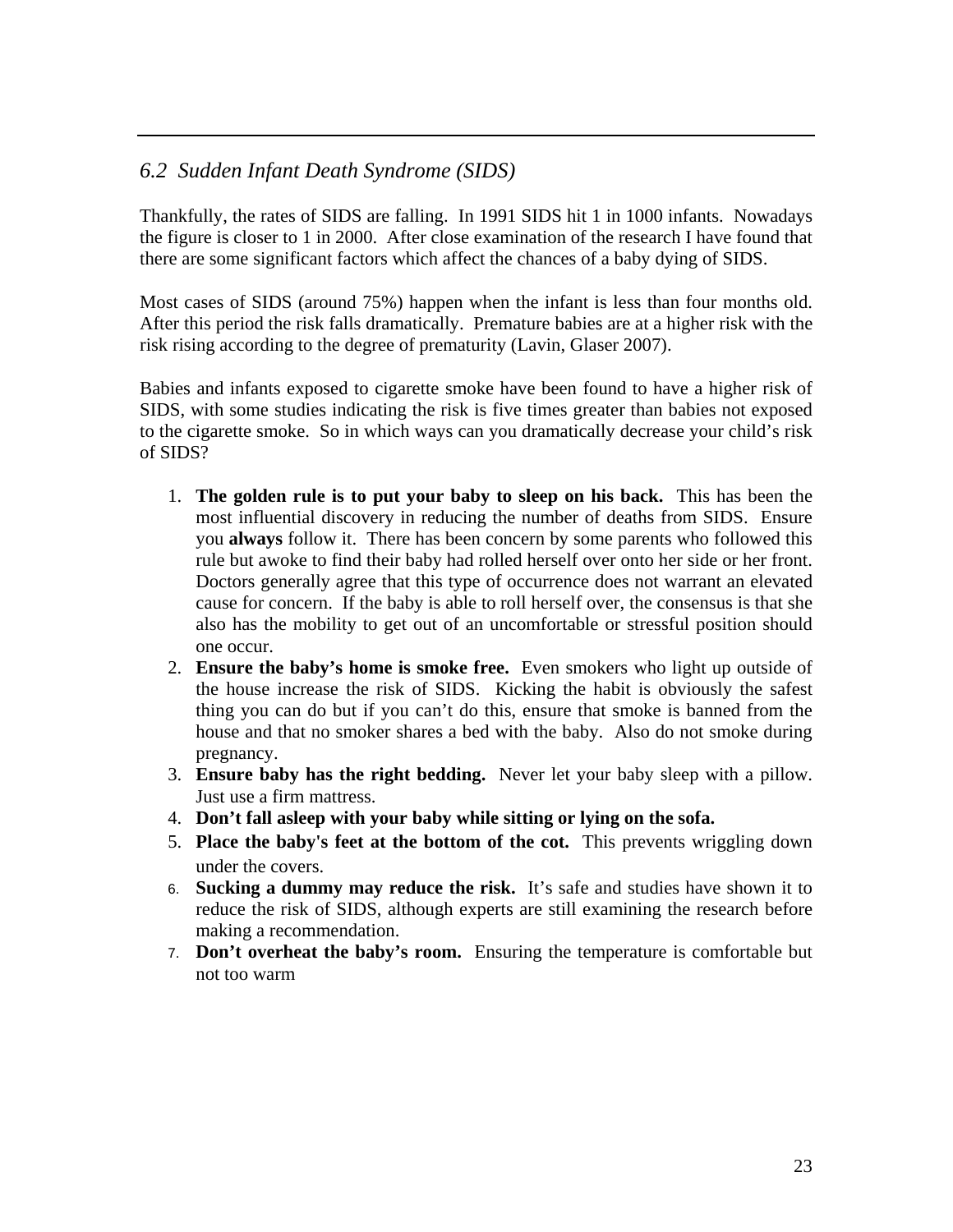## *6.2 Sudden Infant Death Syndrome (SIDS)*

Thankfully, the rates of SIDS are falling. In 1991 SIDS hit 1 in 1000 infants. Nowadays the figure is closer to 1 in 2000. After close examination of the research I have found that there are some significant factors which affect the chances of a baby dying of SIDS.

Most cases of SIDS (around 75%) happen when the infant is less than four months old. After this period the risk falls dramatically. Premature babies are at a higher risk with the risk rising according to the degree of prematurity (Lavin, Glaser 2007).

Babies and infants exposed to cigarette smoke have been found to have a higher risk of SIDS, with some studies indicating the risk is five times greater than babies not exposed to the cigarette smoke. So in which ways can you dramatically decrease your child's risk of SIDS?

1. **The golden rule is to put your baby to sleep on his back.** This has been the most influential discovery in reducing the number of deaths from SIDS. Ensure you **always** follow it. There has been concern by some parents who followed this rule but awoke to find their baby had rolled herself over onto her side or her front. Doctors generally agree that this type of occurrence does not warrant an elevated cause for concern. If the baby is able to roll herself over, the consensus is that she also has the mobility to get out of an uncomfortable or stressful position should one occur.
2. **Ensure the baby's home is smoke free.** Even smokers who light up outside of the house increase the risk of SIDS. Kicking the habit is obviously the safest thing you can do but if you can't do this, ensure that smoke is banned from the house and that no smoker shares a bed with the baby. Also do not smoke during pregnancy.
3. **Ensure baby has the right bedding.** Never let your baby sleep with a pillow. Just use a firm mattress.
4. **Don't fall asleep with your baby while sitting or lying on the sofa.**
5. **Place the baby's feet at the bottom of the cot.** This prevents wriggling down under the covers.
6. **Sucking a dummy may reduce the risk.** It's safe and studies have shown it to reduce the risk of SIDS, although experts are still examining the research before making a recommendation.
7. **Don't overheat the baby's room.** Ensuring the temperature is comfortable but not too warm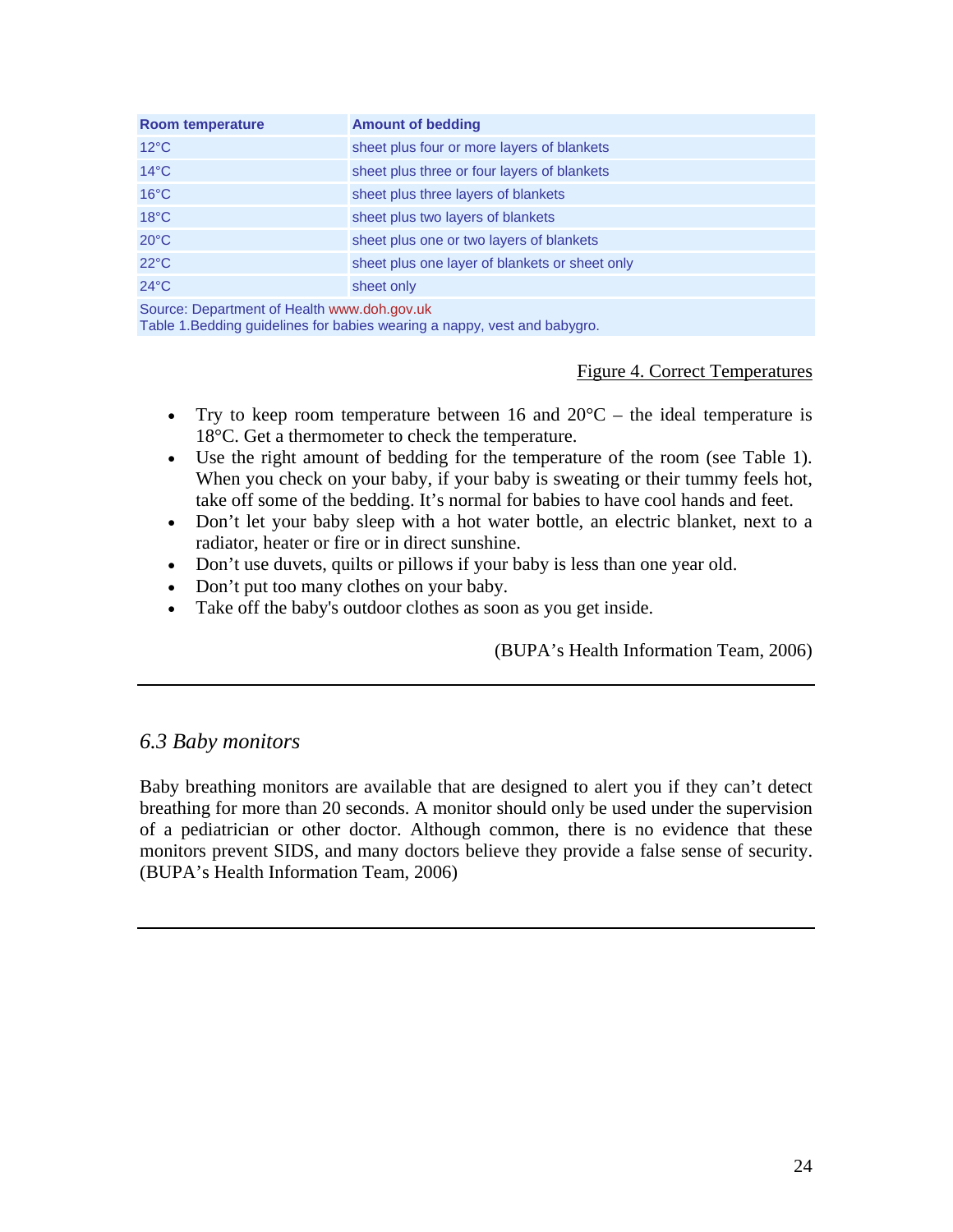| Room temperature | Amount of bedding |
| --- | --- |
| 12°C | sheet plus four or more layers of blankets |
| 14°C | sheet plus three or four layers of blankets |
| 16°C | sheet plus three layers of blankets |
| 18°C | sheet plus two layers of blankets |
| 20°C | sheet plus one or two layers of blankets |
| 22°C | sheet plus one layer of blankets or sheet only |
| 24°C | sheet only |

Source: Department of Health www.doh.gov.uk
Table 1.Bedding guidelines for babies wearing a nappy, vest and babygro.

Figure 4. Correct Temperatures

- Try to keep room temperature between 16 and 20°C – the ideal temperature is 18°C. Get a thermometer to check the temperature.
- Use the right amount of bedding for the temperature of the room (see Table 1). When you check on your baby, if your baby is sweating or their tummy feels hot, take off some of the bedding. It's normal for babies to have cool hands and feet.
- Don't let your baby sleep with a hot water bottle, an electric blanket, next to a radiator, heater or fire or in direct sunshine.
- Don't use duvets, quilts or pillows if your baby is less than one year old.
- Don't put too many clothes on your baby.
- Take off the baby's outdoor clothes as soon as you get inside.

(BUPA's Health Information Team, 2006)

---

### *6.3 Baby monitors*

Baby breathing monitors are available that are designed to alert you if they can't detect breathing for more than 20 seconds. A monitor should only be used under the supervision of a pediatrician or other doctor. Although common, there is no evidence that these monitors prevent SIDS, and many doctors believe they provide a false sense of security. (BUPA's Health Information Team, 2006)

---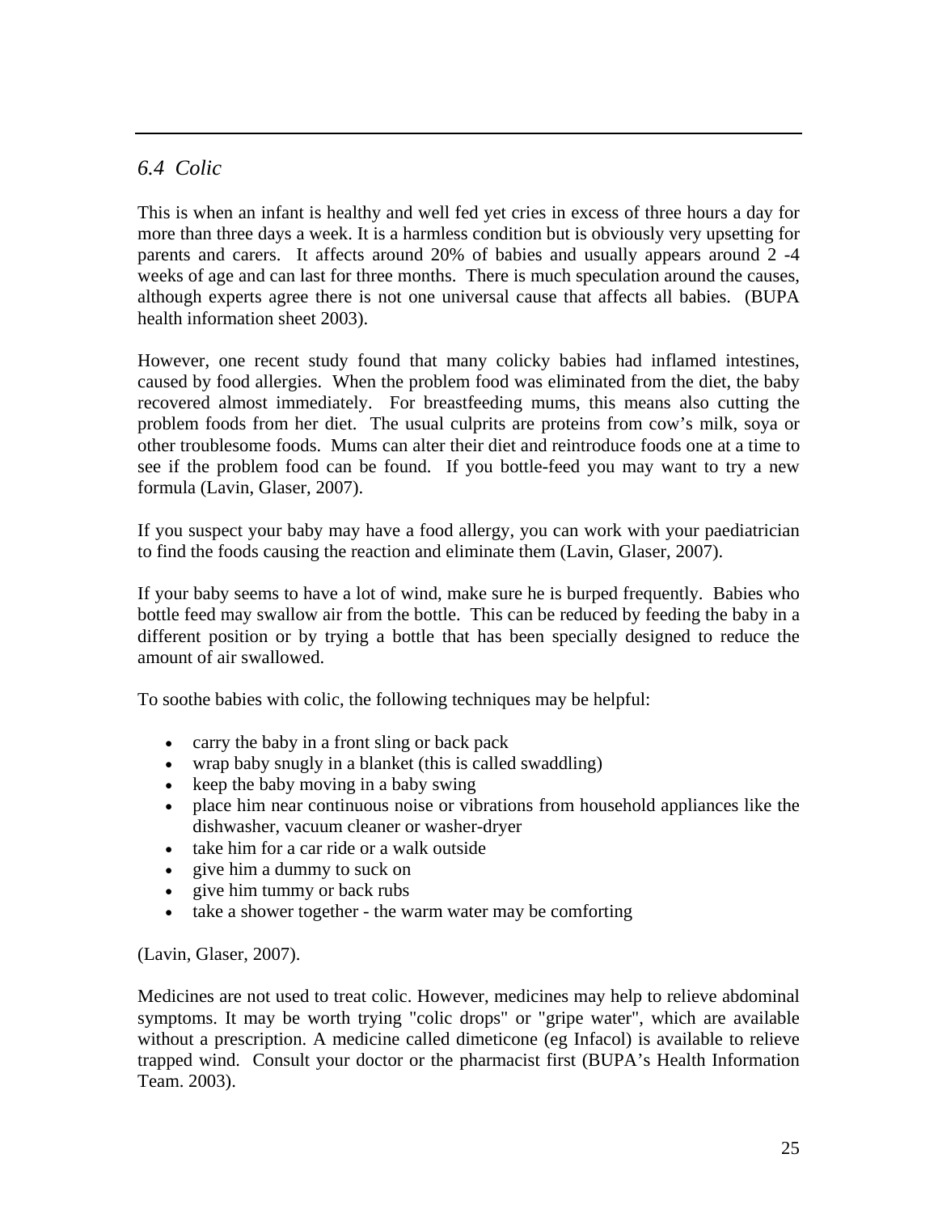## *6.4 Colic*

This is when an infant is healthy and well fed yet cries in excess of three hours a day for more than three days a week. It is a harmless condition but is obviously very upsetting for parents and carers. It affects around 20% of babies and usually appears around 2 -4 weeks of age and can last for three months. There is much speculation around the causes, although experts agree there is not one universal cause that affects all babies. (BUPA health information sheet 2003).

However, one recent study found that many colicky babies had inflamed intestines, caused by food allergies. When the problem food was eliminated from the diet, the baby recovered almost immediately. For breastfeeding mums, this means also cutting the problem foods from her diet. The usual culprits are proteins from cow's milk, soya or other troublesome foods. Mums can alter their diet and reintroduce foods one at a time to see if the problem food can be found. If you bottle-feed you may want to try a new formula (Lavin, Glaser, 2007).

If you suspect your baby may have a food allergy, you can work with your paediatrician to find the foods causing the reaction and eliminate them (Lavin, Glaser, 2007).

If your baby seems to have a lot of wind, make sure he is burped frequently. Babies who bottle feed may swallow air from the bottle. This can be reduced by feeding the baby in a different position or by trying a bottle that has been specially designed to reduce the amount of air swallowed.

To soothe babies with colic, the following techniques may be helpful:

- carry the baby in a front sling or back pack
- wrap baby snugly in a blanket (this is called swaddling)
- keep the baby moving in a baby swing
- place him near continuous noise or vibrations from household appliances like the dishwasher, vacuum cleaner or washer-dryer
- take him for a car ride or a walk outside
- give him a dummy to suck on
- give him tummy or back rubs
- take a shower together - the warm water may be comforting

(Lavin, Glaser, 2007).

Medicines are not used to treat colic. However, medicines may help to relieve abdominal symptoms. It may be worth trying "colic drops" or "gripe water", which are available without a prescription. A medicine called dimeticone (eg Infacol) is available to relieve trapped wind. Consult your doctor or the pharmacist first (BUPA's Health Information Team. 2003).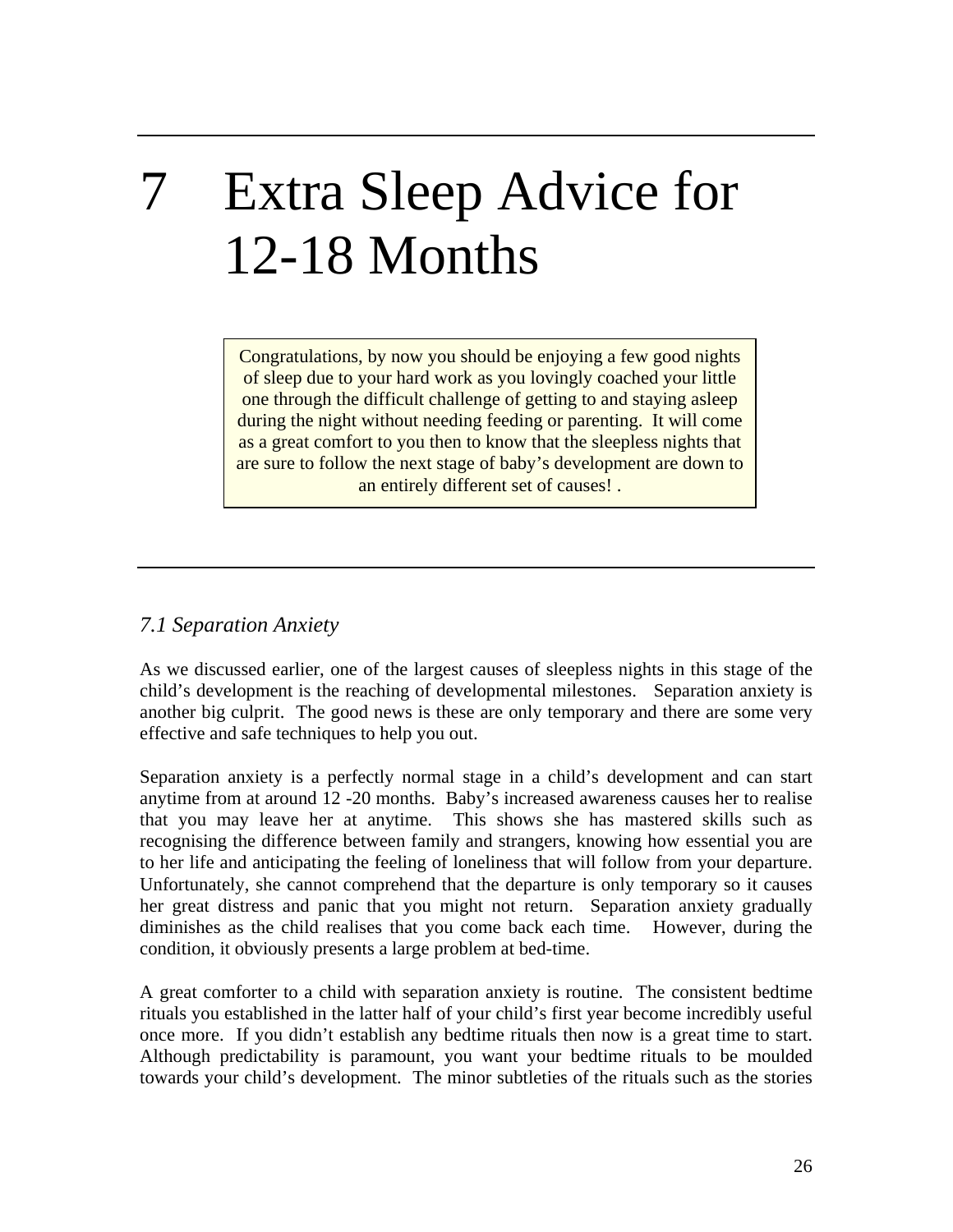# 7 Extra Sleep Advice for 12-18 Months

> Congratulations, by now you should be enjoying a few good nights of sleep due to your hard work as you lovingly coached your little one through the difficult challenge of getting to and staying asleep during the night without needing feeding or parenting. It will come as a great comfort to you then to know that the sleepless nights that are sure to follow the next stage of baby's development are down to an entirely different set of causes! .

## *7.1 Separation Anxiety*

As we discussed earlier, one of the largest causes of sleepless nights in this stage of the child's development is the reaching of developmental milestones. Separation anxiety is another big culprit. The good news is these are only temporary and there are some very effective and safe techniques to help you out.

Separation anxiety is a perfectly normal stage in a child's development and can start anytime from at around 12 -20 months. Baby's increased awareness causes her to realise that you may leave her at anytime. This shows she has mastered skills such as recognising the difference between family and strangers, knowing how essential you are to her life and anticipating the feeling of loneliness that will follow from your departure. Unfortunately, she cannot comprehend that the departure is only temporary so it causes her great distress and panic that you might not return. Separation anxiety gradually diminishes as the child realises that you come back each time. However, during the condition, it obviously presents a large problem at bed-time.

A great comforter to a child with separation anxiety is routine. The consistent bedtime rituals you established in the latter half of your child's first year become incredibly useful once more. If you didn't establish any bedtime rituals then now is a great time to start. Although predictability is paramount, you want your bedtime rituals to be moulded towards your child's development. The minor subtleties of the rituals such as the stories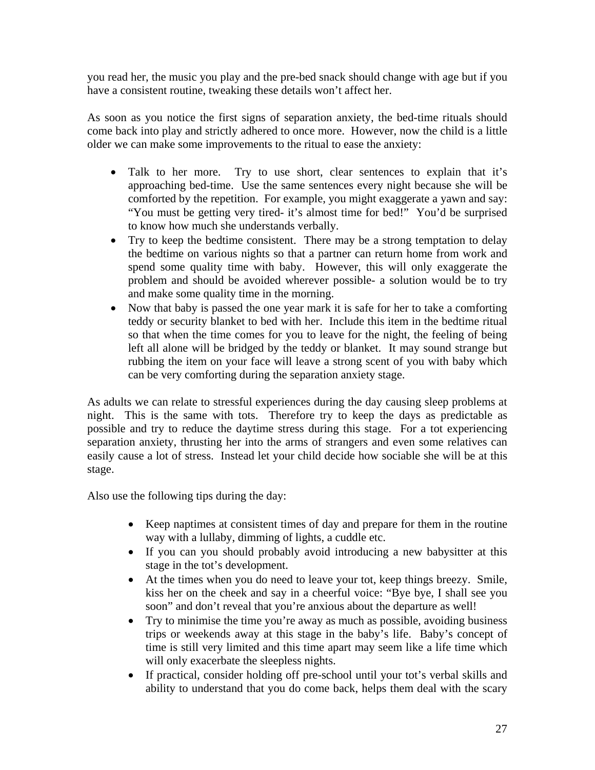you read her, the music you play and the pre-bed snack should change with age but if you have a consistent routine, tweaking these details won't affect her.

As soon as you notice the first signs of separation anxiety, the bed-time rituals should come back into play and strictly adhered to once more. However, now the child is a little older we can make some improvements to the ritual to ease the anxiety:

- Talk to her more. Try to use short, clear sentences to explain that it's approaching bed-time. Use the same sentences every night because she will be comforted by the repetition. For example, you might exaggerate a yawn and say: "You must be getting very tired- it's almost time for bed!" You'd be surprised to know how much she understands verbally.
- Try to keep the bedtime consistent. There may be a strong temptation to delay the bedtime on various nights so that a partner can return home from work and spend some quality time with baby. However, this will only exaggerate the problem and should be avoided wherever possible- a solution would be to try and make some quality time in the morning.
- Now that baby is passed the one year mark it is safe for her to take a comforting teddy or security blanket to bed with her. Include this item in the bedtime ritual so that when the time comes for you to leave for the night, the feeling of being left all alone will be bridged by the teddy or blanket. It may sound strange but rubbing the item on your face will leave a strong scent of you with baby which can be very comforting during the separation anxiety stage.

As adults we can relate to stressful experiences during the day causing sleep problems at night. This is the same with tots. Therefore try to keep the days as predictable as possible and try to reduce the daytime stress during this stage. For a tot experiencing separation anxiety, thrusting her into the arms of strangers and even some relatives can easily cause a lot of stress. Instead let your child decide how sociable she will be at this stage.

Also use the following tips during the day:

- Keep naptimes at consistent times of day and prepare for them in the routine way with a lullaby, dimming of lights, a cuddle etc.
- If you can you should probably avoid introducing a new babysitter at this stage in the tot's development.
- At the times when you do need to leave your tot, keep things breezy. Smile, kiss her on the cheek and say in a cheerful voice: "Bye bye, I shall see you soon" and don't reveal that you're anxious about the departure as well!
- Try to minimise the time you're away as much as possible, avoiding business trips or weekends away at this stage in the baby's life. Baby's concept of time is still very limited and this time apart may seem like a life time which will only exacerbate the sleepless nights.
- If practical, consider holding off pre-school until your tot's verbal skills and ability to understand that you do come back, helps them deal with the scary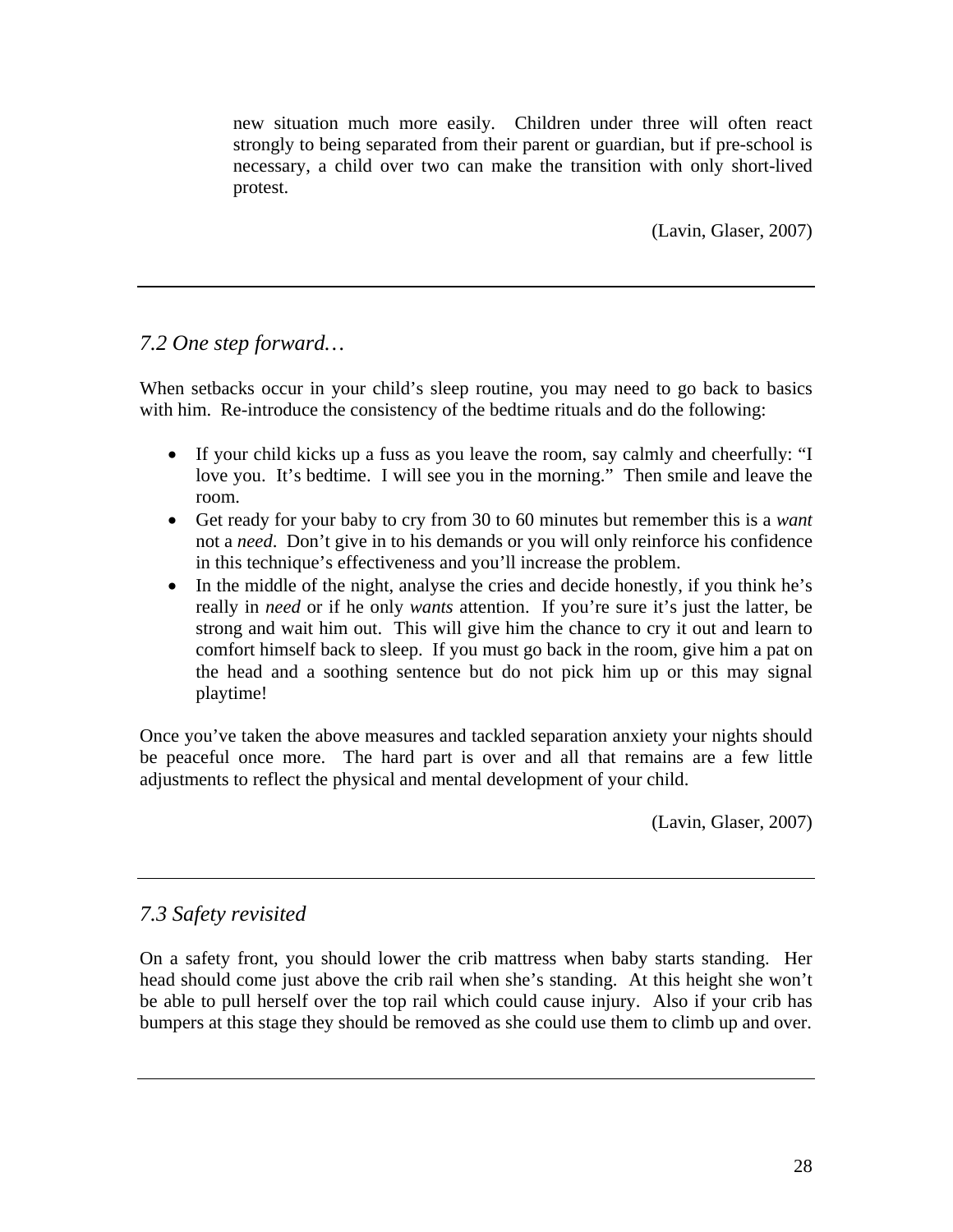new situation much more easily. Children under three will often react strongly to being separated from their parent or guardian, but if pre-school is necessary, a child over two can make the transition with only short-lived protest.

(Lavin, Glaser, 2007)

---

## *7.2 One step forward…*

When setbacks occur in your child's sleep routine, you may need to go back to basics with him. Re-introduce the consistency of the bedtime rituals and do the following:

- If your child kicks up a fuss as you leave the room, say calmly and cheerfully: "I love you. It's bedtime. I will see you in the morning." Then smile and leave the room.
- Get ready for your baby to cry from 30 to 60 minutes but remember this is a *want* not a *need*. Don't give in to his demands or you will only reinforce his confidence in this technique's effectiveness and you'll increase the problem.
- In the middle of the night, analyse the cries and decide honestly, if you think he's really in *need* or if he only *wants* attention. If you're sure it's just the latter, be strong and wait him out. This will give him the chance to cry it out and learn to comfort himself back to sleep. If you must go back in the room, give him a pat on the head and a soothing sentence but do not pick him up or this may signal playtime!

Once you've taken the above measures and tackled separation anxiety your nights should be peaceful once more. The hard part is over and all that remains are a few little adjustments to reflect the physical and mental development of your child.

(Lavin, Glaser, 2007)

---

## *7.3 Safety revisited*

On a safety front, you should lower the crib mattress when baby starts standing. Her head should come just above the crib rail when she's standing. At this height she won't be able to pull herself over the top rail which could cause injury. Also if your crib has bumpers at this stage they should be removed as she could use them to climb up and over.

---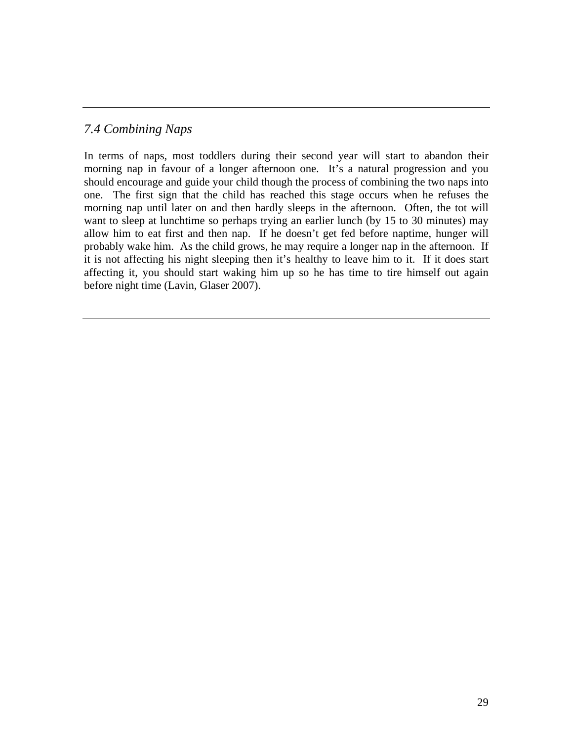### *7.4 Combining Naps*

In terms of naps, most toddlers during their second year will start to abandon their morning nap in favour of a longer afternoon one. It's a natural progression and you should encourage and guide your child though the process of combining the two naps into one. The first sign that the child has reached this stage occurs when he refuses the morning nap until later on and then hardly sleeps in the afternoon. Often, the tot will want to sleep at lunchtime so perhaps trying an earlier lunch (by 15 to 30 minutes) may allow him to eat first and then nap. If he doesn't get fed before naptime, hunger will probably wake him. As the child grows, he may require a longer nap in the afternoon. If it is not affecting his night sleeping then it's healthy to leave him to it. If it does start affecting it, you should start waking him up so he has time to tire himself out again before night time (Lavin, Glaser 2007).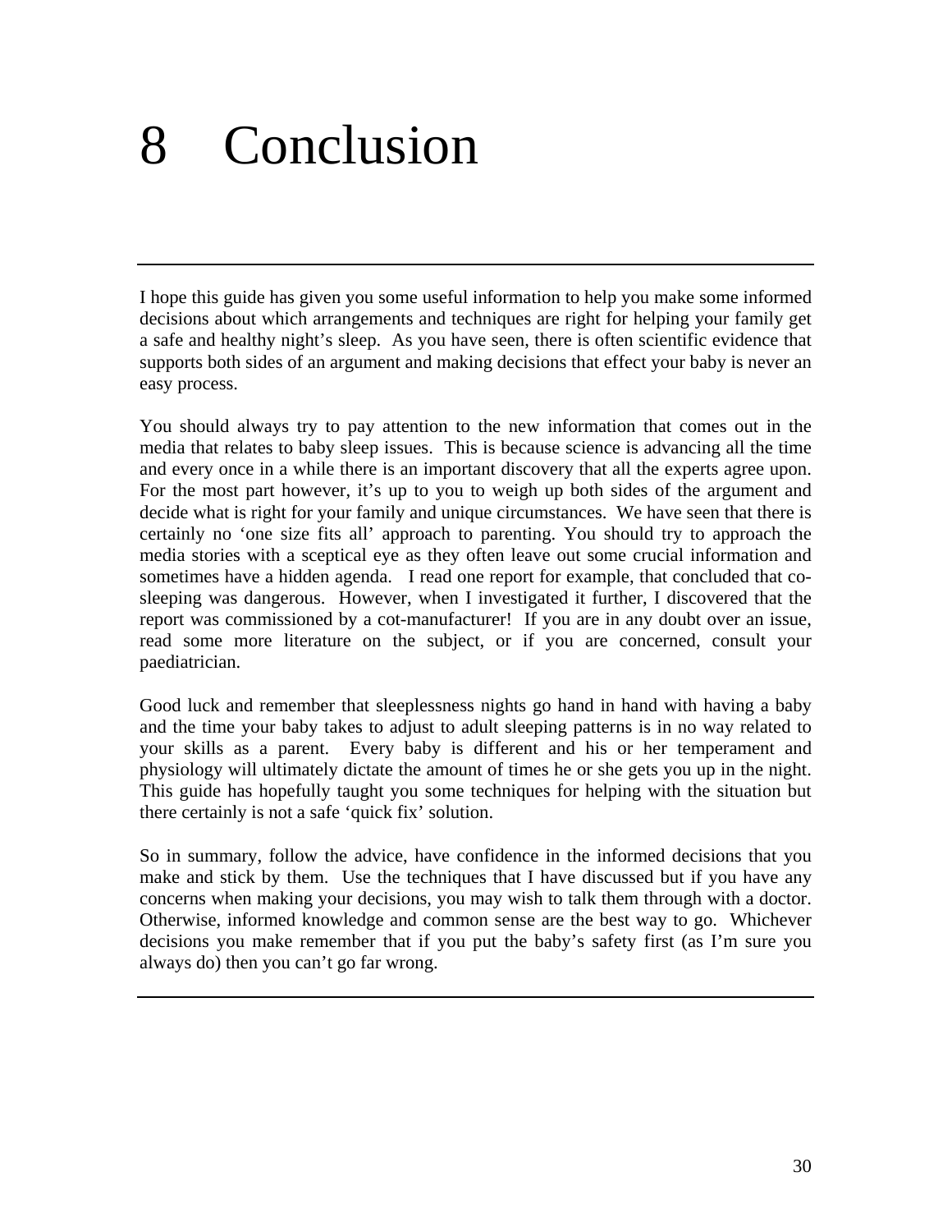# 8 Conclusion

I hope this guide has given you some useful information to help you make some informed decisions about which arrangements and techniques are right for helping your family get a safe and healthy night's sleep. As you have seen, there is often scientific evidence that supports both sides of an argument and making decisions that effect your baby is never an easy process.

You should always try to pay attention to the new information that comes out in the media that relates to baby sleep issues. This is because science is advancing all the time and every once in a while there is an important discovery that all the experts agree upon. For the most part however, it's up to you to weigh up both sides of the argument and decide what is right for your family and unique circumstances. We have seen that there is certainly no 'one size fits all' approach to parenting. You should try to approach the media stories with a sceptical eye as they often leave out some crucial information and sometimes have a hidden agenda. I read one report for example, that concluded that co-sleeping was dangerous. However, when I investigated it further, I discovered that the report was commissioned by a cot-manufacturer! If you are in any doubt over an issue, read some more literature on the subject, or if you are concerned, consult your paediatrician.

Good luck and remember that sleeplessness nights go hand in hand with having a baby and the time your baby takes to adjust to adult sleeping patterns is in no way related to your skills as a parent. Every baby is different and his or her temperament and physiology will ultimately dictate the amount of times he or she gets you up in the night. This guide has hopefully taught you some techniques for helping with the situation but there certainly is not a safe 'quick fix' solution.

So in summary, follow the advice, have confidence in the informed decisions that you make and stick by them. Use the techniques that I have discussed but if you have any concerns when making your decisions, you may wish to talk them through with a doctor. Otherwise, informed knowledge and common sense are the best way to go. Whichever decisions you make remember that if you put the baby's safety first (as I'm sure you always do) then you can't go far wrong.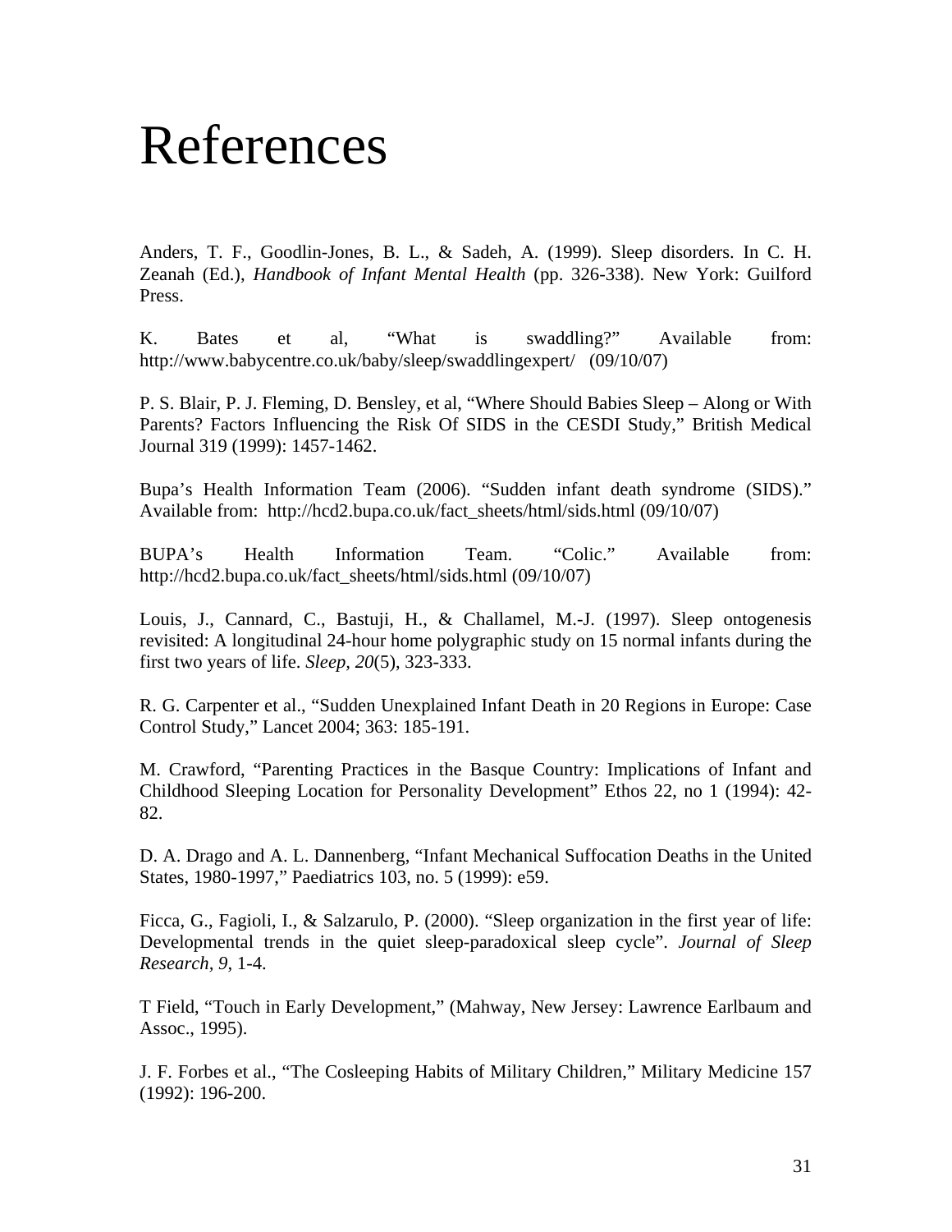# References

Anders, T. F., Goodlin-Jones, B. L., & Sadeh, A. (1999). Sleep disorders. In C. H. Zeanah (Ed.), *Handbook of Infant Mental Health* (pp. 326-338). New York: Guilford Press.

K. Bates et al, "What is swaddling?" Available from: http://www.babycentre.co.uk/baby/sleep/swaddlingexpert/ (09/10/07)

P. S. Blair, P. J. Fleming, D. Bensley, et al, "Where Should Babies Sleep – Along or With Parents? Factors Influencing the Risk Of SIDS in the CESDI Study," British Medical Journal 319 (1999): 1457-1462.

Bupa's Health Information Team (2006). "Sudden infant death syndrome (SIDS)." Available from: http://hcd2.bupa.co.uk/fact_sheets/html/sids.html (09/10/07)

BUPA's Health Information Team. "Colic." Available from: http://hcd2.bupa.co.uk/fact_sheets/html/sids.html (09/10/07)

Louis, J., Cannard, C., Bastuji, H., & Challamel, M.-J. (1997). Sleep ontogenesis revisited: A longitudinal 24-hour home polygraphic study on 15 normal infants during the first two years of life. *Sleep, 20*(5), 323-333.

R. G. Carpenter et al., "Sudden Unexplained Infant Death in 20 Regions in Europe: Case Control Study," Lancet 2004; 363: 185-191.

M. Crawford, "Parenting Practices in the Basque Country: Implications of Infant and Childhood Sleeping Location for Personality Development" Ethos 22, no 1 (1994): 42-82.

D. A. Drago and A. L. Dannenberg, "Infant Mechanical Suffocation Deaths in the United States, 1980-1997," Paediatrics 103, no. 5 (1999): e59.

Ficca, G., Fagioli, I., & Salzarulo, P. (2000). "Sleep organization in the first year of life: Developmental trends in the quiet sleep-paradoxical sleep cycle". *Journal of Sleep Research*, *9*, 1-4.

T Field, "Touch in Early Development," (Mahway, New Jersey: Lawrence Earlbaum and Assoc., 1995).

J. F. Forbes et al., "The Cosleeping Habits of Military Children," Military Medicine 157 (1992): 196-200.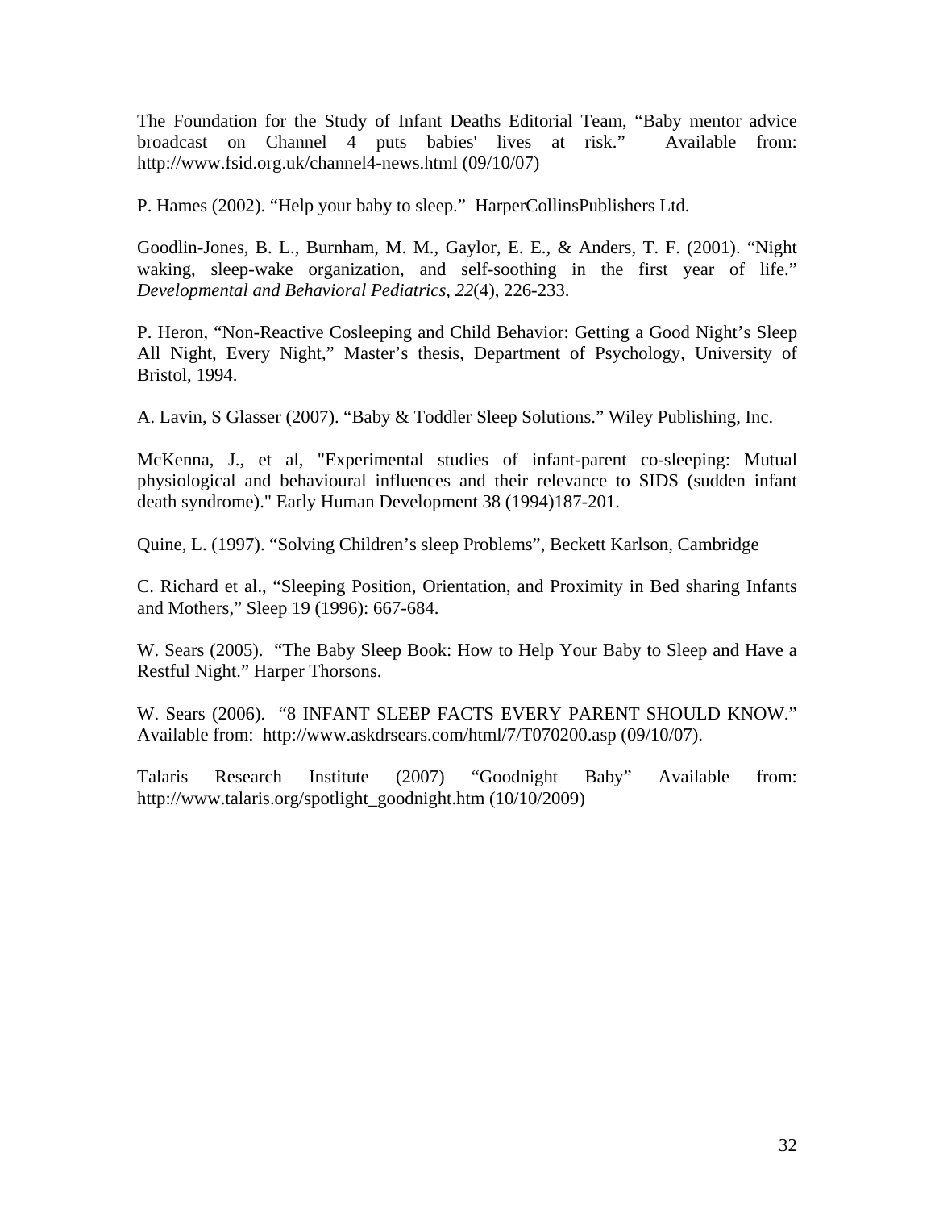The Foundation for the Study of Infant Deaths Editorial Team, "Baby mentor advice broadcast on Channel 4 puts babies' lives at risk." Available from: http://www.fsid.org.uk/channel4-news.html (09/10/07)

P. Hames (2002). "Help your baby to sleep." HarperCollinsPublishers Ltd.

Goodlin-Jones, B. L., Burnham, M. M., Gaylor, E. E., & Anders, T. F. (2001). "Night waking, sleep-wake organization, and self-soothing in the first year of life." *Developmental and Behavioral Pediatrics, 22*(4), 226-233.

P. Heron, "Non-Reactive Cosleeping and Child Behavior: Getting a Good Night's Sleep All Night, Every Night," Master's thesis, Department of Psychology, University of Bristol, 1994.

A. Lavin, S Glasser (2007). "Baby & Toddler Sleep Solutions." Wiley Publishing, Inc.

McKenna, J., et al, "Experimental studies of infant-parent co-sleeping: Mutual physiological and behavioural influences and their relevance to SIDS (sudden infant death syndrome)." Early Human Development 38 (1994)187-201.

Quine, L. (1997). "Solving Children's sleep Problems", Beckett Karlson, Cambridge

C. Richard et al., "Sleeping Position, Orientation, and Proximity in Bed sharing Infants and Mothers," Sleep 19 (1996): 667-684.

W. Sears (2005). "The Baby Sleep Book: How to Help Your Baby to Sleep and Have a Restful Night." Harper Thorsons.

W. Sears (2006). "8 INFANT SLEEP FACTS EVERY PARENT SHOULD KNOW." Available from: http://www.askdrsears.com/html/7/T070200.asp (09/10/07).

Talaris Research Institute (2007) "Goodnight Baby" Available from: http://www.talaris.org/spotlight_goodnight.htm (10/10/2009)